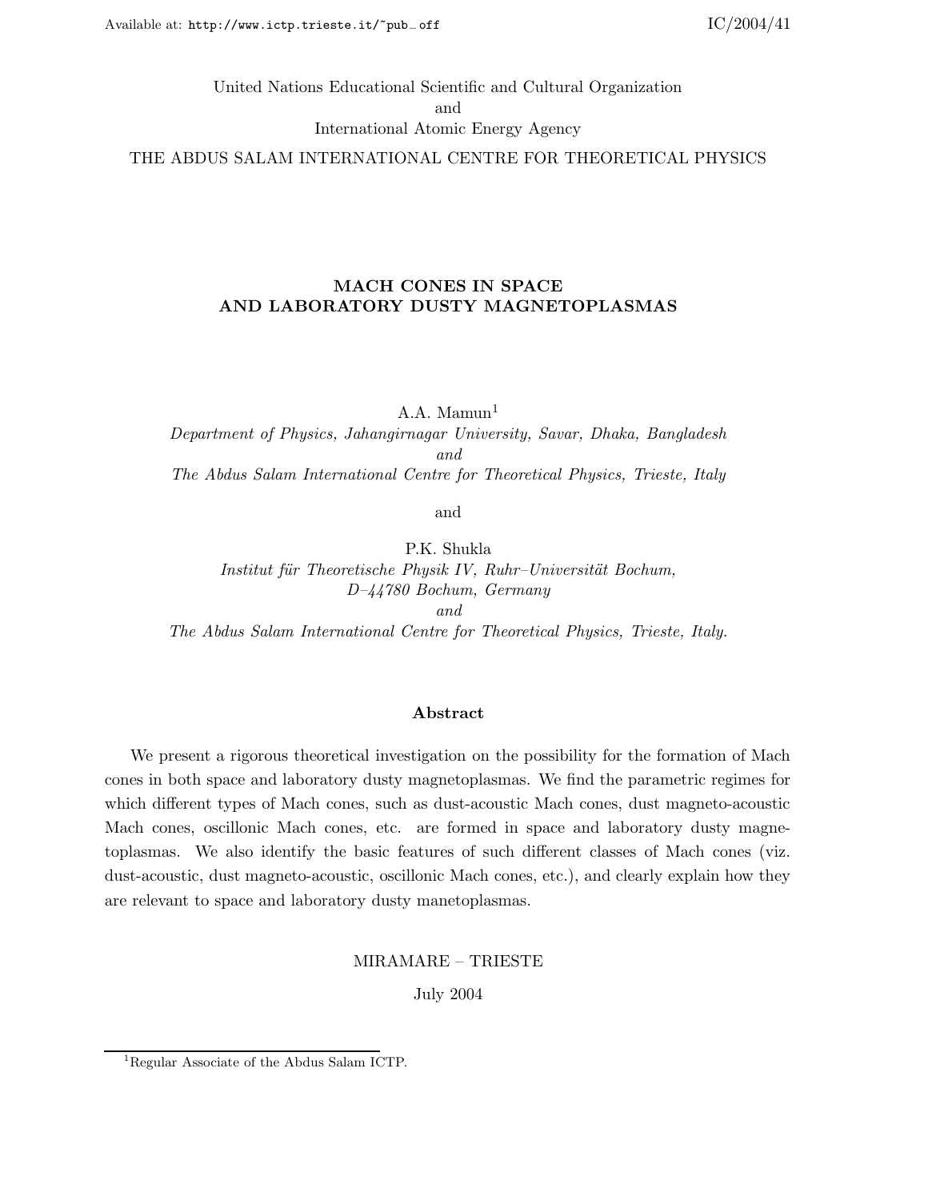Available at: http://www.ictp.trieste.it/~pub_off

IC/2004/41

United Nations Educational Scientific and Cultural Organization
and
International Atomic Energy Agency

THE ABDUS SALAM INTERNATIONAL CENTRE FOR THEORETICAL PHYSICS

# MACH CONES IN SPACE AND LABORATORY DUSTY MAGNETOPLASMAS

A.A. Mamun[1]

*Department of Physics, Jahangirnagar University, Savar, Dhaka, Bangladesh*
*and*
*The Abdus Salam International Centre for Theoretical Physics, Trieste, Italy*

and

P.K. Shukla

*Institut für Theoretische Physik IV, Ruhr–Universität Bochum, D–44780 Bochum, Germany*
*and*
*The Abdus Salam International Centre for Theoretical Physics, Trieste, Italy.*

## Abstract

We present a rigorous theoretical investigation on the possibility for the formation of Mach cones in both space and laboratory dusty magnetoplasmas. We find the parametric regimes for which different types of Mach cones, such as dust-acoustic Mach cones, dust magneto-acoustic Mach cones, oscillonic Mach cones, etc. are formed in space and laboratory dusty magnetoplasmas. We also identify the basic features of such different classes of Mach cones (viz. dust-acoustic, dust magneto-acoustic, oscillonic Mach cones, etc.), and clearly explain how they are relevant to space and laboratory dusty manetoplasmas.

MIRAMARE – TRIESTE

July 2004

[1] Regular Associate of the Abdus Salam ICTP.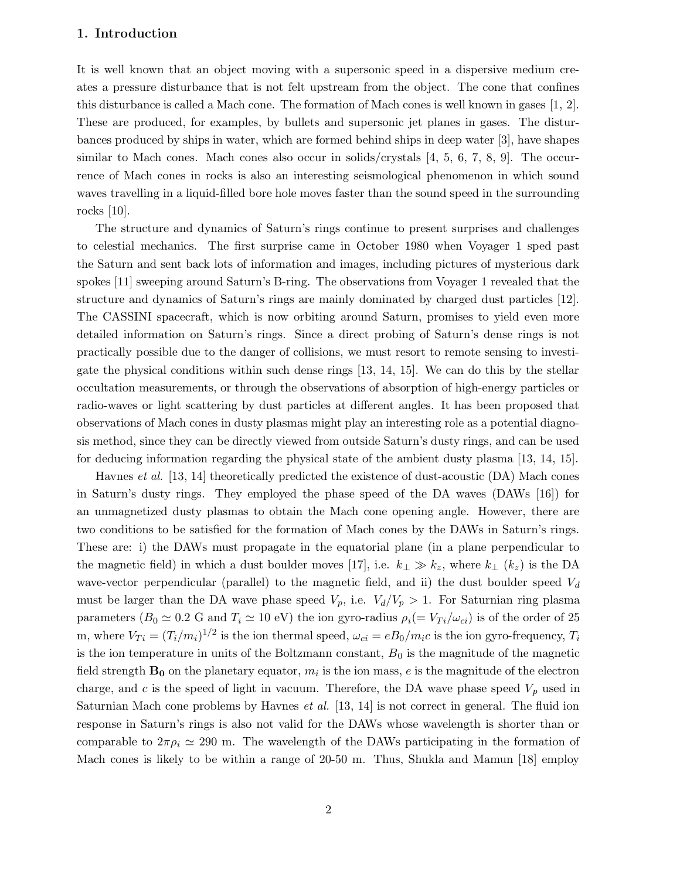## 1. Introduction

It is well known that an object moving with a supersonic speed in a dispersive medium creates a pressure disturbance that is not felt upstream from the object. The cone that confines this disturbance is called a Mach cone. The formation of Mach cones is well known in gases [1, 2]. These are produced, for examples, by bullets and supersonic jet planes in gases. The disturbances produced by ships in water, which are formed behind ships in deep water [3], have shapes similar to Mach cones. Mach cones also occur in solids/crystals [4, 5, 6, 7, 8, 9]. The occurrence of Mach cones in rocks is also an interesting seismological phenomenon in which sound waves travelling in a liquid-filled bore hole moves faster than the sound speed in the surrounding rocks [10].

The structure and dynamics of Saturn's rings continue to present surprises and challenges to celestial mechanics. The first surprise came in October 1980 when Voyager 1 sped past the Saturn and sent back lots of information and images, including pictures of mysterious dark spokes [11] sweeping around Saturn's B-ring. The observations from Voyager 1 revealed that the structure and dynamics of Saturn's rings are mainly dominated by charged dust particles [12]. The CASSINI spacecraft, which is now orbiting around Saturn, promises to yield even more detailed information on Saturn's rings. Since a direct probing of Saturn's dense rings is not practically possible due to the danger of collisions, we must resort to remote sensing to investigate the physical conditions within such dense rings [13, 14, 15]. We can do this by the stellar occultation measurements, or through the observations of absorption of high-energy particles or radio-waves or light scattering by dust particles at different angles. It has been proposed that observations of Mach cones in dusty plasmas might play an interesting role as a potential diagnosis method, since they can be directly viewed from outside Saturn's dusty rings, and can be used for deducing information regarding the physical state of the ambient dusty plasma [13, 14, 15].

Havnes *et al.* [13, 14] theoretically predicted the existence of dust-acoustic (DA) Mach cones in Saturn's dusty rings. They employed the phase speed of the DA waves (DAWs [16]) for an unmagnetized dusty plasmas to obtain the Mach cone opening angle. However, there are two conditions to be satisfied for the formation of Mach cones by the DAWs in Saturn's rings. These are: i) the DAWs must propagate in the equatorial plane (in a plane perpendicular to the magnetic field) in which a dust boulder moves [17], i.e. $k_\perp \gg k_z$, where $k_\perp$ ($k_z$) is the DA wave-vector perpendicular (parallel) to the magnetic field, and ii) the dust boulder speed $V_d$ must be larger than the DA wave phase speed $V_p$, i.e. $V_d/V_p > 1$. For Saturnian ring plasma parameters ($B_0 \simeq 0.2$ G and $T_i \simeq 10$ eV) the ion gyro-radius $\rho_i (= V_{Ti}/\omega_{ci})$ is of the order of 25 m, where $V_{Ti} = (T_i/m_i)^{1/2}$ is the ion thermal speed, $\omega_{ci} = eB_0/m_ic$ is the ion gyro-frequency, $T_i$ is the ion temperature in units of the Boltzmann constant, $B_0$ is the magnitude of the magnetic field strength $\mathbf{B_0}$ on the planetary equator, $m_i$ is the ion mass, $e$ is the magnitude of the electron charge, and $c$ is the speed of light in vacuum. Therefore, the DA wave phase speed $V_p$ used in Saturnian Mach cone problems by Havnes *et al.* [13, 14] is not correct in general. The fluid ion response in Saturn's rings is also not valid for the DAWs whose wavelength is shorter than or comparable to $2\pi\rho_i \simeq 290$ m. The wavelength of the DAWs participating in the formation of Mach cones is likely to be within a range of 20-50 m. Thus, Shukla and Mamun [18] employ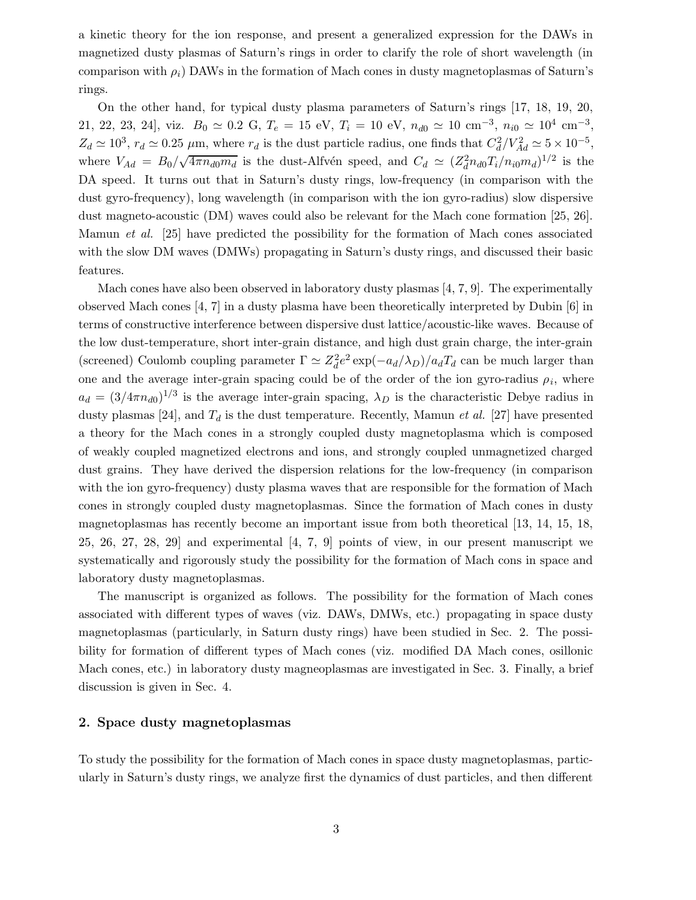a kinetic theory for the ion response, and present a generalized expression for the DAWs in magnetized dusty plasmas of Saturn's rings in order to clarify the role of short wavelength (in comparison with $\rho_i$) DAWs in the formation of Mach cones in dusty magnetoplasmas of Saturn's rings.

On the other hand, for typical dusty plasma parameters of Saturn's rings [17, 18, 19, 20, 21, 22, 23, 24], viz. $B_0 \simeq 0.2$ G, $T_e = 15$ eV, $T_i = 10$ eV, $n_{d0} \simeq 10$ cm$^{-3}$, $n_{i0} \simeq 10^4$ cm$^{-3}$, $Z_d \simeq 10^3$, $r_d \simeq 0.25$ $\mu$m, where $r_d$ is the dust particle radius, one finds that $C_d^2/V_{Ad}^2 \simeq 5\times10^{-5}$, where $V_{Ad} = B_0/\sqrt{4\pi n_{d0} m_d}$ is the dust-Alfvén speed, and $C_d \simeq (Z_d^2 n_{d0} T_i/n_{i0} m_d)^{1/2}$ is the DA speed. It turns out that in Saturn's dusty rings, low-frequency (in comparison with the dust gyro-frequency), long wavelength (in comparison with the ion gyro-radius) slow dispersive dust magneto-acoustic (DM) waves could also be relevant for the Mach cone formation [25, 26]. Mamun *et al.* [25] have predicted the possibility for the formation of Mach cones associated with the slow DM waves (DMWs) propagating in Saturn's dusty rings, and discussed their basic features.

Mach cones have also been observed in laboratory dusty plasmas [4, 7, 9]. The experimentally observed Mach cones [4, 7] in a dusty plasma have been theoretically interpreted by Dubin [6] in terms of constructive interference between dispersive dust lattice/acoustic-like waves. Because of the low dust-temperature, short inter-grain distance, and high dust grain charge, the inter-grain (screened) Coulomb coupling parameter $\Gamma \simeq Z_d^2 e^2 \exp(-a_d/\lambda_D)/a_d T_d$ can be much larger than one and the average inter-grain spacing could be of the order of the ion gyro-radius $\rho_i$, where $a_d = (3/4\pi n_{d0})^{1/3}$ is the average inter-grain spacing, $\lambda_D$ is the characteristic Debye radius in dusty plasmas [24], and $T_d$ is the dust temperature. Recently, Mamun *et al.* [27] have presented a theory for the Mach cones in a strongly coupled dusty magnetoplasma which is composed of weakly coupled magnetized electrons and ions, and strongly coupled unmagnetized charged dust grains. They have derived the dispersion relations for the low-frequency (in comparison with the ion gyro-frequency) dusty plasma waves that are responsible for the formation of Mach cones in strongly coupled dusty magnetoplasmas. Since the formation of Mach cones in dusty magnetoplasmas has recently become an important issue from both theoretical [13, 14, 15, 18, 25, 26, 27, 28, 29] and experimental [4, 7, 9] points of view, in our present manuscript we systematically and rigorously study the possibility for the formation of Mach cons in space and laboratory dusty magnetoplasmas.

The manuscript is organized as follows. The possibility for the formation of Mach cones associated with different types of waves (viz. DAWs, DMWs, etc.) propagating in space dusty magnetoplasmas (particularly, in Saturn dusty rings) have been studied in Sec. 2. The possibility for formation of different types of Mach cones (viz. modified DA Mach cones, osillonic Mach cones, etc.) in laboratory dusty magneoplasmas are investigated in Sec. 3. Finally, a brief discussion is given in Sec. 4.

## 2. Space dusty magnetoplasmas

To study the possibility for the formation of Mach cones in space dusty magnetoplasmas, particularly in Saturn's dusty rings, we analyze first the dynamics of dust particles, and then different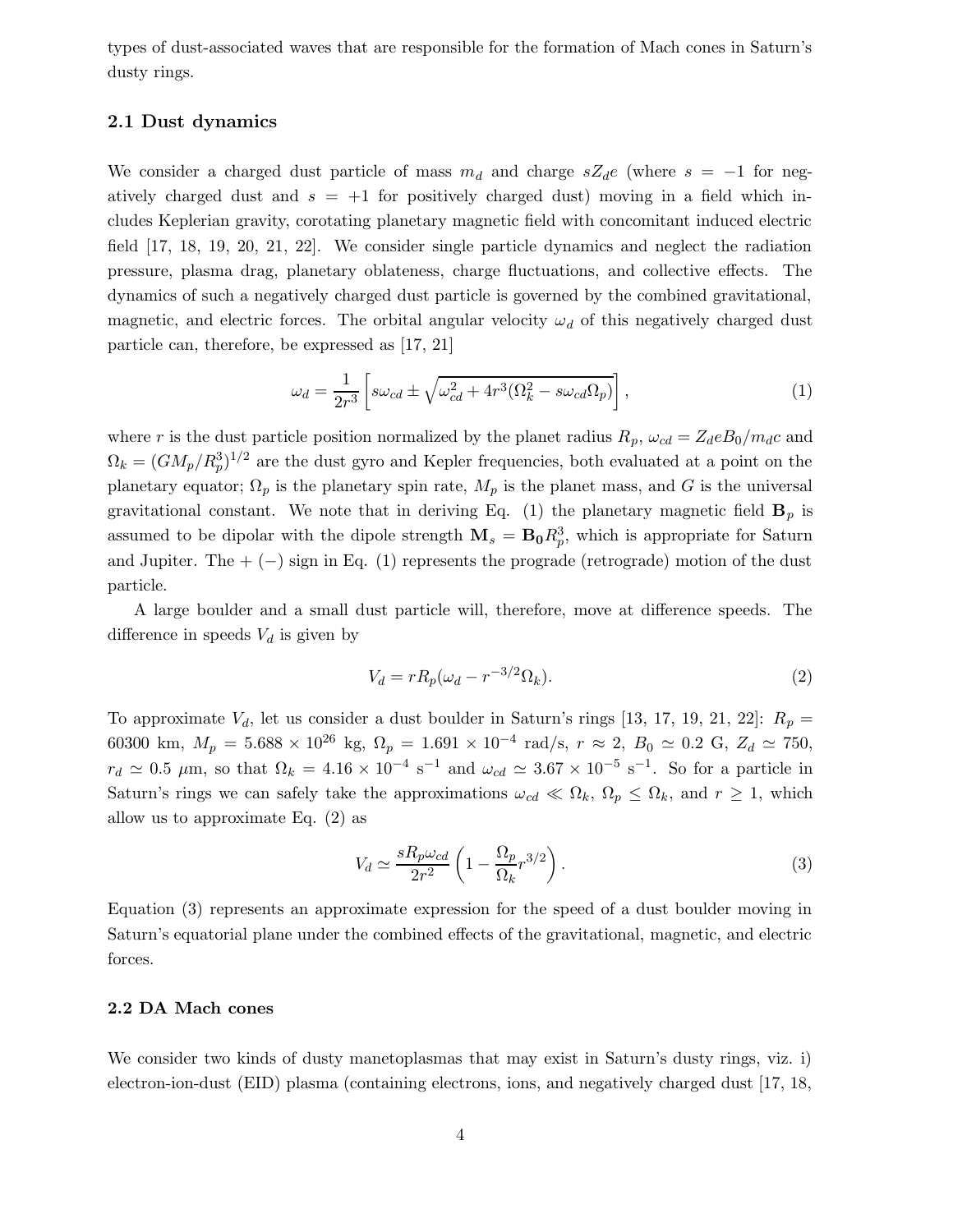types of dust-associated waves that are responsible for the formation of Mach cones in Saturn's dusty rings.

### 2.1 Dust dynamics

We consider a charged dust particle of mass $m_d$ and charge $sZ_de$ (where $s = -1$ for negatively charged dust and $s = +1$ for positively charged dust) moving in a field which includes Keplerian gravity, corotating planetary magnetic field with concomitant induced electric field [17, 18, 19, 20, 21, 22]. We consider single particle dynamics and neglect the radiation pressure, plasma drag, planetary oblateness, charge fluctuations, and collective effects. The dynamics of such a negatively charged dust particle is governed by the combined gravitational, magnetic, and electric forces. The orbital angular velocity $\omega_d$ of this negatively charged dust particle can, therefore, be expressed as [17, 21]

$$\omega_d = \frac{1}{2r^3}\left[s\omega_{cd} \pm \sqrt{\omega_{cd}^2 + 4r^3(\Omega_k^2 - s\omega_{cd}\Omega_p)}\right], \tag{1}$$

where $r$ is the dust particle position normalized by the planet radius $R_p$, $\omega_{cd} = Z_deB_0/m_dc$ and $\Omega_k = (GM_p/R_p^3)^{1/2}$ are the dust gyro and Kepler frequencies, both evaluated at a point on the planetary equator; $\Omega_p$ is the planetary spin rate, $M_p$ is the planet mass, and $G$ is the universal gravitational constant. We note that in deriving Eq. (1) the planetary magnetic field $\mathbf{B}_p$ is assumed to be dipolar with the dipole strength $\mathbf{M}_s = \mathbf{B_0}R_p^3$, which is appropriate for Saturn and Jupiter. The + (−) sign in Eq. (1) represents the prograde (retrograde) motion of the dust particle.

A large boulder and a small dust particle will, therefore, move at difference speeds. The difference in speeds $V_d$ is given by

$$V_d = rR_p(\omega_d - r^{-3/2}\Omega_k). \tag{2}$$

To approximate $V_d$, let us consider a dust boulder in Saturn's rings [13, 17, 19, 21, 22]: $R_p = 60300$ km, $M_p = 5.688 \times 10^{26}$ kg, $\Omega_p = 1.691 \times 10^{-4}$ rad/s, $r \approx 2$, $B_0 \simeq 0.2$ G, $Z_d \simeq 750$, $r_d \simeq 0.5$ $\mu$m, so that $\Omega_k = 4.16 \times 10^{-4}$ s$^{-1}$ and $\omega_{cd} \simeq 3.67 \times 10^{-5}$ s$^{-1}$. So for a particle in Saturn's rings we can safely take the approximations $\omega_{cd} \ll \Omega_k$, $\Omega_p \leq \Omega_k$, and $r \geq 1$, which allow us to approximate Eq. (2) as

$$V_d \simeq \frac{sR_p\omega_{cd}}{2r^2}\left(1 - \frac{\Omega_p}{\Omega_k}r^{3/2}\right). \tag{3}$$

Equation (3) represents an approximate expression for the speed of a dust boulder moving in Saturn's equatorial plane under the combined effects of the gravitational, magnetic, and electric forces.

### 2.2 DA Mach cones

We consider two kinds of dusty manetoplasmas that may exist in Saturn's dusty rings, viz. i) electron-ion-dust (EID) plasma (containing electrons, ions, and negatively charged dust [17, 18,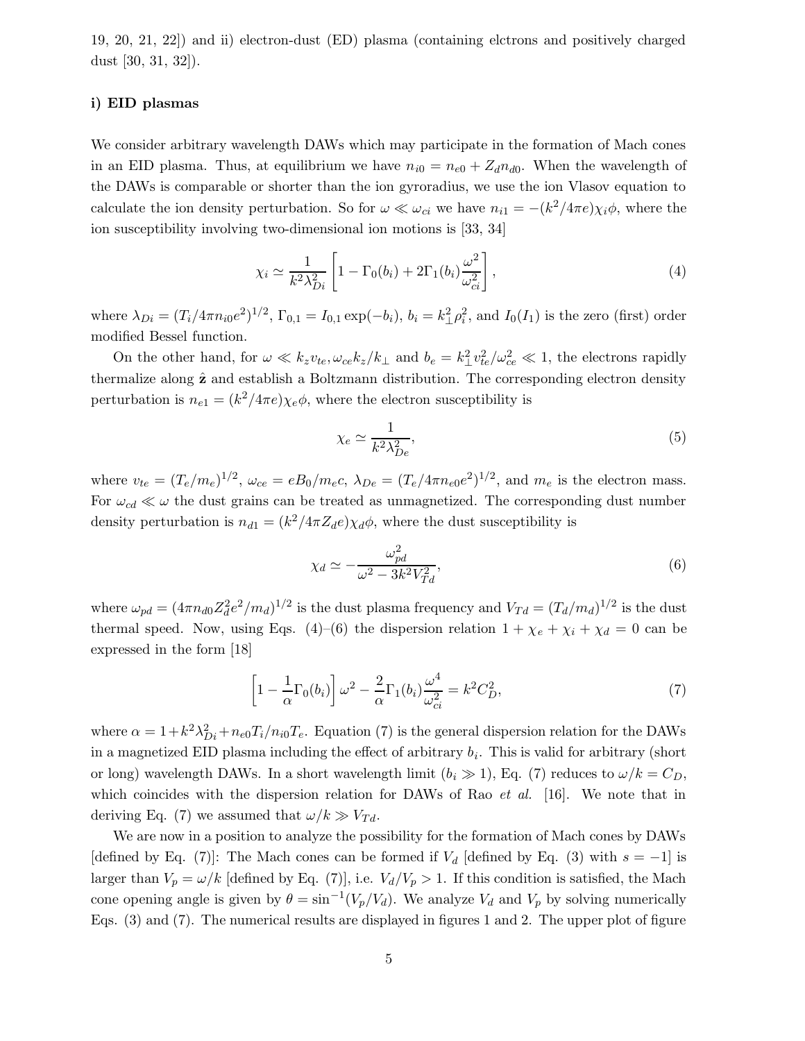19, 20, 21, 22]) and ii) electron-dust (ED) plasma (containing elctrons and positively charged dust [30, 31, 32]).

### i) EID plasmas

We consider arbitrary wavelength DAWs which may participate in the formation of Mach cones in an EID plasma. Thus, at equilibrium we have $n_{i0} = n_{e0} + Z_d n_{d0}$. When the wavelength of the DAWs is comparable or shorter than the ion gyroradius, we use the ion Vlasov equation to calculate the ion density perturbation. So for $\omega \ll \omega_{ci}$ we have $n_{i1} = -(k^2/4\pi e)\chi_i\phi$, where the ion susceptibility involving two-dimensional ion motions is [33, 34]

$$\chi_i \simeq \frac{1}{k^2\lambda_{Di}^2}\left[1 - \Gamma_0(b_i) + 2\Gamma_1(b_i)\frac{\omega^2}{\omega_{ci}^2}\right], \tag{4}$$

where $\lambda_{Di} = (T_i/4\pi n_{i0}e^2)^{1/2}$, $\Gamma_{0,1} = I_{0,1}\exp(-b_i)$, $b_i = k_\perp^2\rho_i^2$, and $I_0(I_1)$ is the zero (first) order modified Bessel function.

On the other hand, for $\omega \ll k_z v_{te}, \omega_{ce}k_z/k_\perp$ and $b_e = k_\perp^2 v_{te}^2/\omega_{ce}^2 \ll 1$, the electrons rapidly thermalize along $\hat{\mathbf{z}}$ and establish a Boltzmann distribution. The corresponding electron density perturbation is $n_{e1} = (k^2/4\pi e)\chi_e\phi$, where the electron susceptibility is

$$\chi_e \simeq \frac{1}{k^2\lambda_{De}^2}, \tag{5}$$

where $v_{te} = (T_e/m_e)^{1/2}$, $\omega_{ce} = eB_0/m_e c$, $\lambda_{De} = (T_e/4\pi n_{e0}e^2)^{1/2}$, and $m_e$ is the electron mass. For $\omega_{cd} \ll \omega$ the dust grains can be treated as unmagnetized. The corresponding dust number density perturbation is $n_{d1} = (k^2/4\pi Z_d e)\chi_d\phi$, where the dust susceptibility is

$$\chi_d \simeq -\frac{\omega_{pd}^2}{\omega^2 - 3k^2V_{Td}^2}, \tag{6}$$

where $\omega_{pd} = (4\pi n_{d0}Z_d^2e^2/m_d)^{1/2}$ is the dust plasma frequency and $V_{Td} = (T_d/m_d)^{1/2}$ is the dust thermal speed. Now, using Eqs. (4)–(6) the dispersion relation $1 + \chi_e + \chi_i + \chi_d = 0$ can be expressed in the form [18]

$$\left[1 - \frac{1}{\alpha}\Gamma_0(b_i)\right]\omega^2 - \frac{2}{\alpha}\Gamma_1(b_i)\frac{\omega^4}{\omega_{ci}^2} = k^2C_D^2, \tag{7}$$

where $\alpha = 1 + k^2\lambda_{Di}^2 + n_{e0}T_i/n_{i0}T_e$. Equation (7) is the general dispersion relation for the DAWs in a magnetized EID plasma including the effect of arbitrary $b_i$. This is valid for arbitrary (short or long) wavelength DAWs. In a short wavelength limit ($b_i \gg 1$), Eq. (7) reduces to $\omega/k = C_D$, which coincides with the dispersion relation for DAWs of Rao *et al.* [16]. We note that in deriving Eq. (7) we assumed that $\omega/k \gg V_{Td}$.

We are now in a position to analyze the possibility for the formation of Mach cones by DAWs [defined by Eq. (7)]: The Mach cones can be formed if $V_d$ [defined by Eq. (3) with $s = -1$] is larger than $V_p = \omega/k$ [defined by Eq. (7)], i.e. $V_d/V_p > 1$. If this condition is satisfied, the Mach cone opening angle is given by $\theta = \sin^{-1}(V_p/V_d)$. We analyze $V_d$ and $V_p$ by solving numerically Eqs. (3) and (7). The numerical results are displayed in figures 1 and 2. The upper plot of figure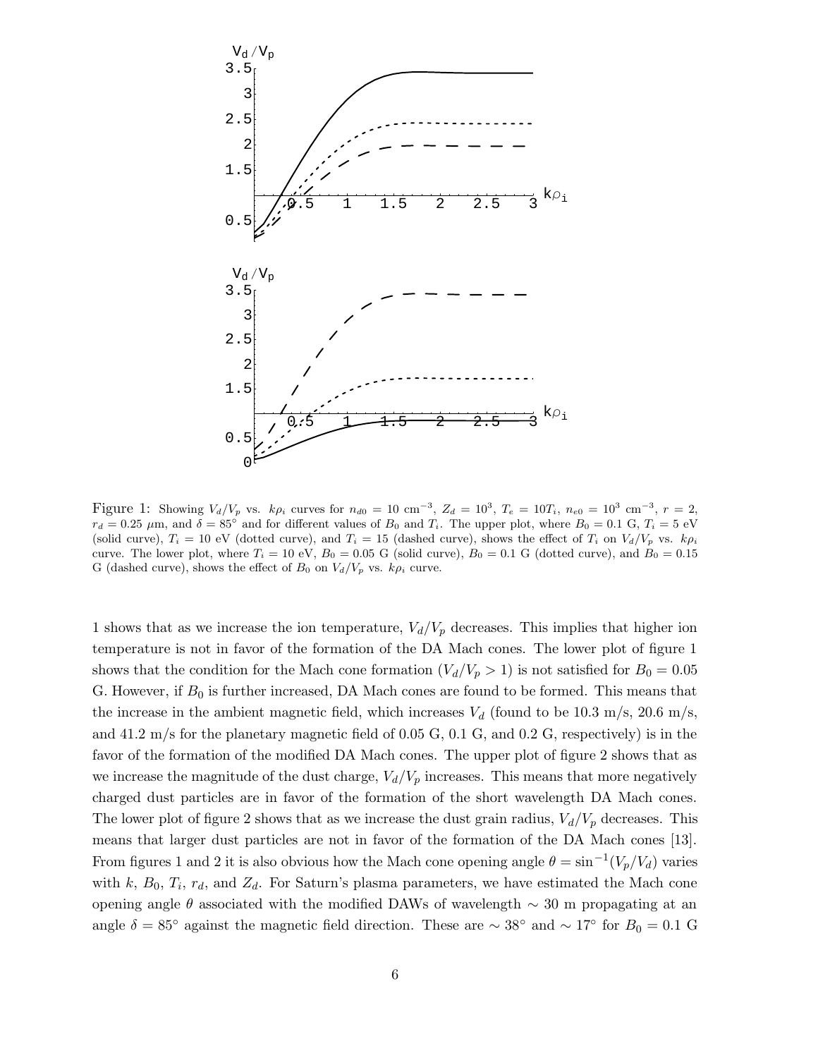Figure 1: Showing $V_d/V_p$ vs. $k\rho_i$ curves for $n_{d0} = 10$ cm$^{-3}$, $Z_d = 10^3$, $T_e = 10T_i$, $n_{e0} = 10^3$ cm$^{-3}$, $r = 2$, $r_d = 0.25$ $\mu$m, and $\delta = 85^\circ$ and for different values of $B_0$ and $T_i$. The upper plot, where $B_0 = 0.1$ G, $T_i = 5$ eV (solid curve), $T_i = 10$ eV (dotted curve), and $T_i = 15$ (dashed curve), shows the effect of $T_i$ on $V_d/V_p$ vs. $k\rho_i$ curve. The lower plot, where $T_i = 10$ eV, $B_0 = 0.05$ G (solid curve), $B_0 = 0.1$ G (dotted curve), and $B_0 = 0.15$ G (dashed curve), shows the effect of $B_0$ on $V_d/V_p$ vs. $k\rho_i$ curve.

1 shows that as we increase the ion temperature, $V_d/V_p$ decreases. This implies that higher ion temperature is not in favor of the formation of the DA Mach cones. The lower plot of figure 1 shows that the condition for the Mach cone formation ($V_d/V_p > 1$) is not satisfied for $B_0 = 0.05$ G. However, if $B_0$ is further increased, DA Mach cones are found to be formed. This means that the increase in the ambient magnetic field, which increases $V_d$ (found to be 10.3 m/s, 20.6 m/s, and 41.2 m/s for the planetary magnetic field of 0.05 G, 0.1 G, and 0.2 G, respectively) is in the favor of the formation of the modified DA Mach cones. The upper plot of figure 2 shows that as we increase the magnitude of the dust charge, $V_d/V_p$ increases. This means that more negatively charged dust particles are in favor of the formation of the short wavelength DA Mach cones. The lower plot of figure 2 shows that as we increase the dust grain radius, $V_d/V_p$ decreases. This means that larger dust particles are not in favor of the formation of the DA Mach cones [13]. From figures 1 and 2 it is also obvious how the Mach cone opening angle $\theta = \sin^{-1}(V_p/V_d)$ varies with $k$, $B_0$, $T_i$, $r_d$, and $Z_d$. For Saturn's plasma parameters, we have estimated the Mach cone opening angle $\theta$ associated with the modified DAWs of wavelength $\sim 30$ m propagating at an angle $\delta = 85^\circ$ against the magnetic field direction. These are $\sim 38^\circ$ and $\sim 17^\circ$ for $B_0 = 0.1$ G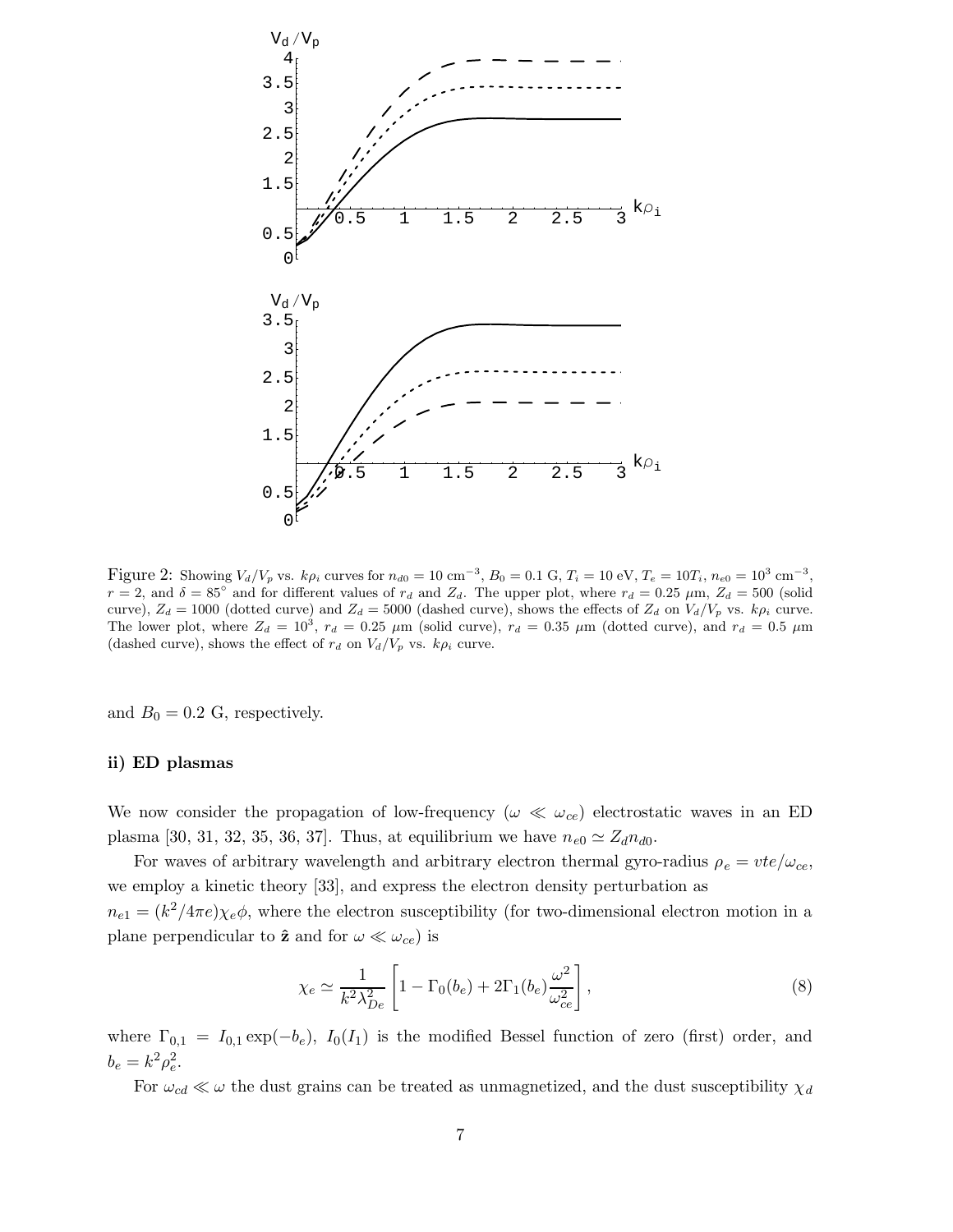Figure 2: Showing $V_d/V_p$ vs. $k\rho_i$ curves for $n_{d0} = 10$ cm$^{-3}$, $B_0 = 0.1$ G, $T_i = 10$ eV, $T_e = 10T_i$, $n_{e0} = 10^3$ cm$^{-3}$, $r = 2$, and $\delta = 85^\circ$ and for different values of $r_d$ and $Z_d$. The upper plot, where $r_d = 0.25$ $\mu$m, $Z_d = 500$ (solid curve), $Z_d = 1000$ (dotted curve) and $Z_d = 5000$ (dashed curve), shows the effects of $Z_d$ on $V_d/V_p$ vs. $k\rho_i$ curve. The lower plot, where $Z_d = 10^3$, $r_d = 0.25$ $\mu$m (solid curve), $r_d = 0.35$ $\mu$m (dotted curve), and $r_d = 0.5$ $\mu$m (dashed curve), shows the effect of $r_d$ on $V_d/V_p$ vs. $k\rho_i$ curve.

and $B_0 = 0.2$ G, respectively.

**ii) ED plasmas**

We now consider the propagation of low-frequency ($\omega \ll \omega_{ce}$) electrostatic waves in an ED plasma [30, 31, 32, 35, 36, 37]. Thus, at equilibrium we have $n_{e0} \simeq Z_d n_{d0}$.

For waves of arbitrary wavelength and arbitrary electron thermal gyro-radius $\rho_e = vte/\omega_{ce}$, we employ a kinetic theory [33], and express the electron density perturbation as $n_{e1} = (k^2/4\pi e)\chi_e\phi$, where the electron susceptibility (for two-dimensional electron motion in a plane perpendicular to $\hat{\mathbf{z}}$ and for $\omega \ll \omega_{ce}$) is

$$\chi_e \simeq \frac{1}{k^2\lambda_{De}^2}\left[1 - \Gamma_0(b_e) + 2\Gamma_1(b_e)\frac{\omega^2}{\omega_{ce}^2}\right], \tag{8}$$

where $\Gamma_{0,1} = I_{0,1}\exp(-b_e)$, $I_0(I_1)$ is the modified Bessel function of zero (first) order, and $b_e = k^2\rho_e^2$.

For $\omega_{cd} \ll \omega$ the dust grains can be treated as unmagnetized, and the dust susceptibility $\chi_d$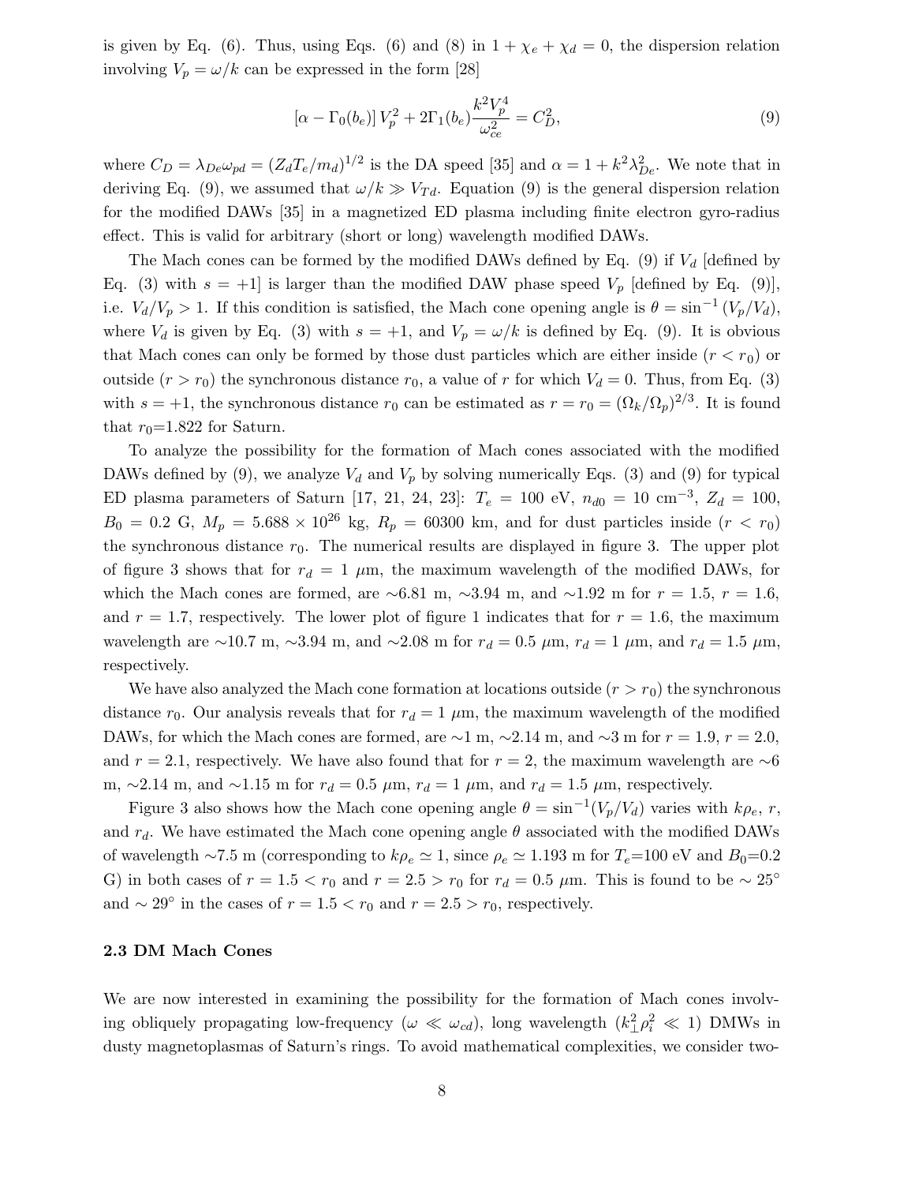is given by Eq. (6). Thus, using Eqs. (6) and (8) in $1 + \chi_e + \chi_d = 0$, the dispersion relation involving $V_p = \omega/k$ can be expressed in the form [28]

$$[\alpha - \Gamma_0(b_e)]\, V_p^2 + 2\Gamma_1(b_e)\frac{k^2 V_p^4}{\omega_{ce}^2} = C_D^2, \tag{9}$$

where $C_D = \lambda_{De}\omega_{pd} = (Z_d T_e/m_d)^{1/2}$ is the DA speed [35] and $\alpha = 1 + k^2\lambda_{De}^2$. We note that in deriving Eq. (9), we assumed that $\omega/k \gg V_{Td}$. Equation (9) is the general dispersion relation for the modified DAWs [35] in a magnetized ED plasma including finite electron gyro-radius effect. This is valid for arbitrary (short or long) wavelength modified DAWs.

The Mach cones can be formed by the modified DAWs defined by Eq. (9) if $V_d$ [defined by Eq. (3) with $s = +1$] is larger than the modified DAW phase speed $V_p$ [defined by Eq. (9)], i.e. $V_d/V_p > 1$. If this condition is satisfied, the Mach cone opening angle is $\theta = \sin^{-1}(V_p/V_d)$, where $V_d$ is given by Eq. (3) with $s = +1$, and $V_p = \omega/k$ is defined by Eq. (9). It is obvious that Mach cones can only be formed by those dust particles which are either inside ($r < r_0$) or outside ($r > r_0$) the synchronous distance $r_0$, a value of $r$ for which $V_d = 0$. Thus, from Eq. (3) with $s = +1$, the synchronous distance $r_0$ can be estimated as $r = r_0 = (\Omega_k/\Omega_p)^{2/3}$. It is found that $r_0$=1.822 for Saturn.

To analyze the possibility for the formation of Mach cones associated with the modified DAWs defined by (9), we analyze $V_d$ and $V_p$ by solving numerically Eqs. (3) and (9) for typical ED plasma parameters of Saturn [17, 21, 24, 23]: $T_e = 100$ eV, $n_{d0} = 10$ cm$^{-3}$, $Z_d = 100$, $B_0 = 0.2$ G, $M_p = 5.688 \times 10^{26}$ kg, $R_p = 60300$ km, and for dust particles inside ($r < r_0$) the synchronous distance $r_0$. The numerical results are displayed in figure 3. The upper plot of figure 3 shows that for $r_d = 1$ $\mu$m, the maximum wavelength of the modified DAWs, for which the Mach cones are formed, are ∼6.81 m, ∼3.94 m, and ∼1.92 m for $r = 1.5$, $r = 1.6$, and $r = 1.7$, respectively. The lower plot of figure 1 indicates that for $r = 1.6$, the maximum wavelength are ∼10.7 m, ∼3.94 m, and ∼2.08 m for $r_d = 0.5$ $\mu$m, $r_d = 1$ $\mu$m, and $r_d = 1.5$ $\mu$m, respectively.

We have also analyzed the Mach cone formation at locations outside ($r > r_0$) the synchronous distance $r_0$. Our analysis reveals that for $r_d = 1$ $\mu$m, the maximum wavelength of the modified DAWs, for which the Mach cones are formed, are ∼1 m, ∼2.14 m, and ∼3 m for $r = 1.9$, $r = 2.0$, and $r = 2.1$, respectively. We have also found that for $r = 2$, the maximum wavelength are ∼6 m, ∼2.14 m, and ∼1.15 m for $r_d = 0.5$ $\mu$m, $r_d = 1$ $\mu$m, and $r_d = 1.5$ $\mu$m, respectively.

Figure 3 also shows how the Mach cone opening angle $\theta = \sin^{-1}(V_p/V_d)$ varies with $k\rho_e$, $r$, and $r_d$. We have estimated the Mach cone opening angle $\theta$ associated with the modified DAWs of wavelength ∼7.5 m (corresponding to $k\rho_e \simeq 1$, since $\rho_e \simeq 1.193$ m for $T_e$=100 eV and $B_0$=0.2 G) in both cases of $r = 1.5 < r_0$ and $r = 2.5 > r_0$ for $r_d = 0.5$ $\mu$m. This is found to be $\sim 25^\circ$ and $\sim 29^\circ$ in the cases of $r = 1.5 < r_0$ and $r = 2.5 > r_0$, respectively.

### 2.3 DM Mach Cones

We are now interested in examining the possibility for the formation of Mach cones involving obliquely propagating low-frequency ($\omega \ll \omega_{cd}$), long wavelength ($k_\perp^2\rho_i^2 \ll 1$) DMWs in dusty magnetoplasmas of Saturn's rings. To avoid mathematical complexities, we consider two-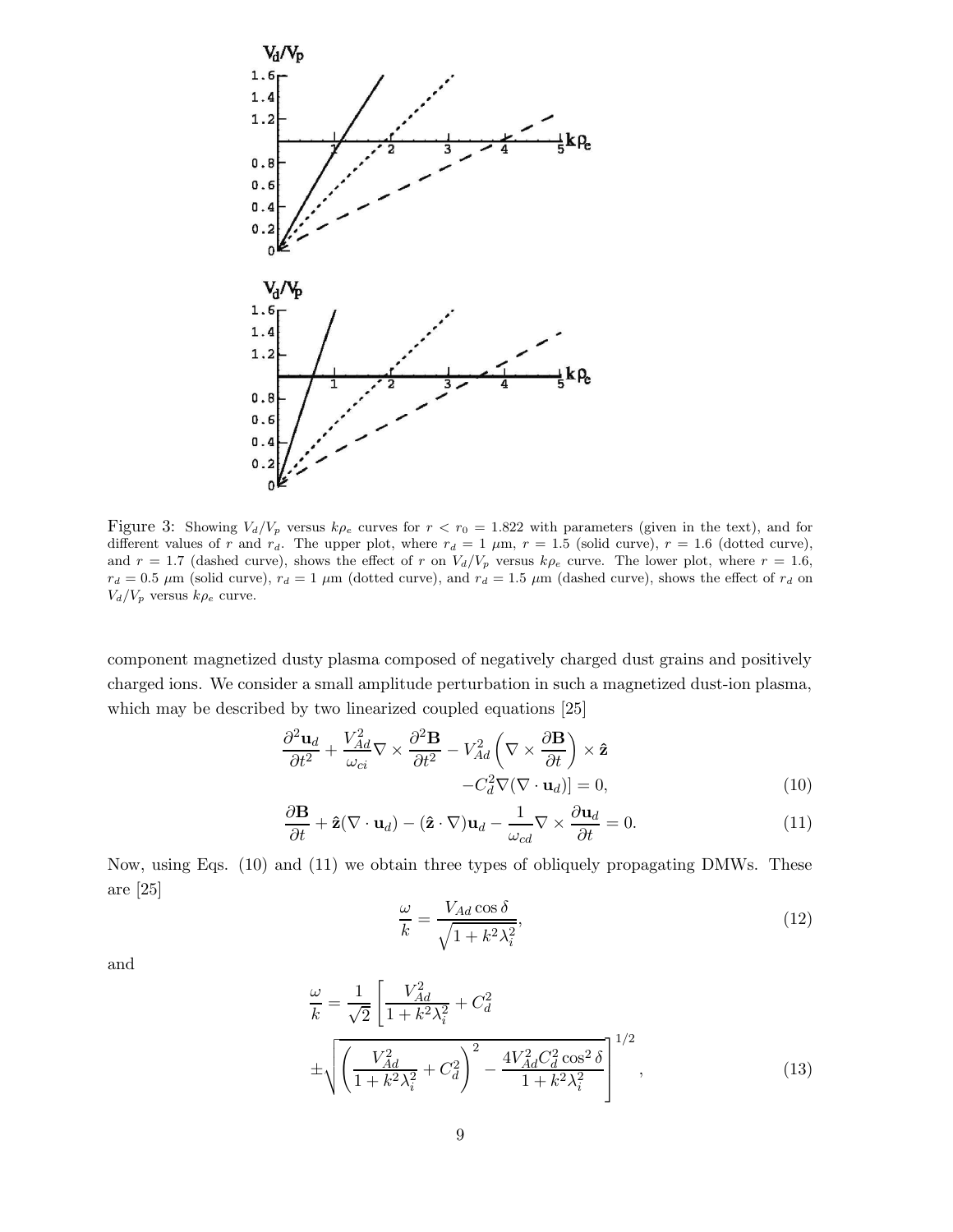Figure 3: Showing $V_d/V_p$ versus $k\rho_e$ curves for $r < r_0 = 1.822$ with parameters (given in the text), and for different values of $r$ and $r_d$. The upper plot, where $r_d = 1$ $\mu$m, $r = 1.5$ (solid curve), $r = 1.6$ (dotted curve), and $r = 1.7$ (dashed curve), shows the effect of $r$ on $V_d/V_p$ versus $k\rho_e$ curve. The lower plot, where $r = 1.6$, $r_d = 0.5$ $\mu$m (solid curve), $r_d = 1$ $\mu$m (dotted curve), and $r_d = 1.5$ $\mu$m (dashed curve), shows the effect of $r_d$ on $V_d/V_p$ versus $k\rho_e$ curve.

component magnetized dusty plasma composed of negatively charged dust grains and positively charged ions. We consider a small amplitude perturbation in such a magnetized dust-ion plasma, which may be described by two linearized coupled equations [25]

$$\frac{\partial^2 \mathbf{u}_d}{\partial t^2} + \frac{V_{Ad}^2}{\omega_{ci}} \nabla \times \frac{\partial^2 \mathbf{B}}{\partial t^2} - V_{Ad}^2 \left( \nabla \times \frac{\partial \mathbf{B}}{\partial t} \right) \times \hat{\mathbf{z}} - C_d^2 \nabla (\nabla \cdot \mathbf{u}_d)] = 0, \tag{10}$$

$$\frac{\partial \mathbf{B}}{\partial t} + \hat{\mathbf{z}}(\nabla \cdot \mathbf{u}_d) - (\hat{\mathbf{z}} \cdot \nabla)\mathbf{u}_d - \frac{1}{\omega_{cd}} \nabla \times \frac{\partial \mathbf{u}_d}{\partial t} = 0. \tag{11}$$

Now, using Eqs. (10) and (11) we obtain three types of obliquely propagating DMWs. These are [25]

$$\frac{\omega}{k} = \frac{V_{Ad} \cos \delta}{\sqrt{1 + k^2 \lambda_i^2}}, \tag{12}$$

and

$$\frac{\omega}{k} = \frac{1}{\sqrt{2}} \left[ \frac{V_{Ad}^2}{1 + k^2 \lambda_i^2} + C_d^2 \pm \sqrt{ \left( \frac{V_{Ad}^2}{1 + k^2 \lambda_i^2} + C_d^2 \right)^2 - \frac{4 V_{Ad}^2 C_d^2 \cos^2 \delta}{1 + k^2 \lambda_i^2} } \right]^{1/2}, \tag{13}$$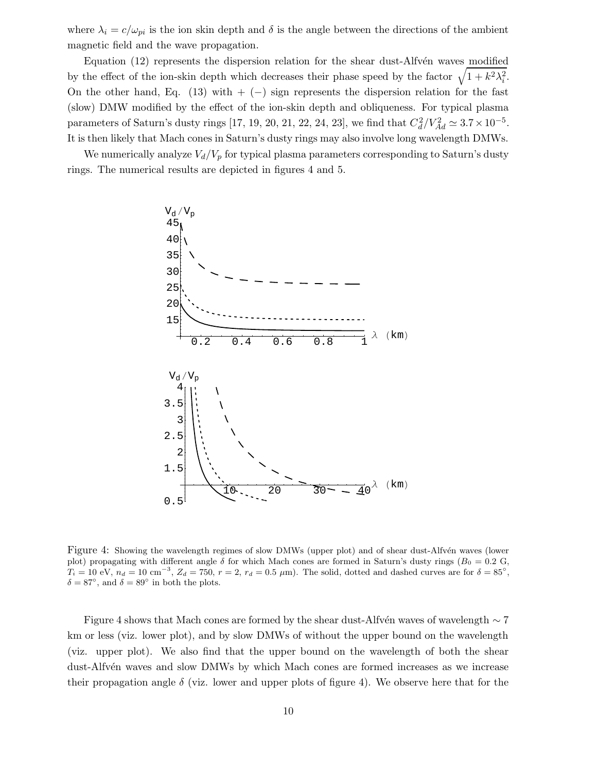where $\lambda_i = c/\omega_{pi}$ is the ion skin depth and $\delta$ is the angle between the directions of the ambient magnetic field and the wave propagation.

Equation (12) represents the dispersion relation for the shear dust-Alfvén waves modified by the effect of the ion-skin depth which decreases their phase speed by the factor $\sqrt{1 + k^2\lambda_i^2}$. On the other hand, Eq. (13) with $+$ ($-$) sign represents the dispersion relation for the fast (slow) DMW modified by the effect of the ion-skin depth and obliqueness. For typical plasma parameters of Saturn's dusty rings [17, 19, 20, 21, 22, 24, 23], we find that $C_d^2/V_{Ad}^2 \simeq 3.7 \times 10^{-5}$. It is then likely that Mach cones in Saturn's dusty rings may also involve long wavelength DMWs.

We numerically analyze $V_d/V_p$ for typical plasma parameters corresponding to Saturn's dusty rings. The numerical results are depicted in figures 4 and 5.

Figure 4: Showing the wavelength regimes of slow DMWs (upper plot) and of shear dust-Alfvén waves (lower plot) propagating with different angle $\delta$ for which Mach cones are formed in Saturn's dusty rings ($B_0 = 0.2$ G, $T_i = 10$ eV, $n_d = 10$ cm$^{-3}$, $Z_d = 750$, $r = 2$, $r_d = 0.5$ $\mu$m). The solid, dotted and dashed curves are for $\delta = 85^\circ$, $\delta = 87^\circ$, and $\delta = 89^\circ$ in both the plots.

Figure 4 shows that Mach cones are formed by the shear dust-Alfvén waves of wavelength $\sim 7$ km or less (viz. lower plot), and by slow DMWs of without the upper bound on the wavelength (viz. upper plot). We also find that the upper bound on the wavelength of both the shear dust-Alfvén waves and slow DMWs by which Mach cones are formed increases as we increase their propagation angle $\delta$ (viz. lower and upper plots of figure 4). We observe here that for the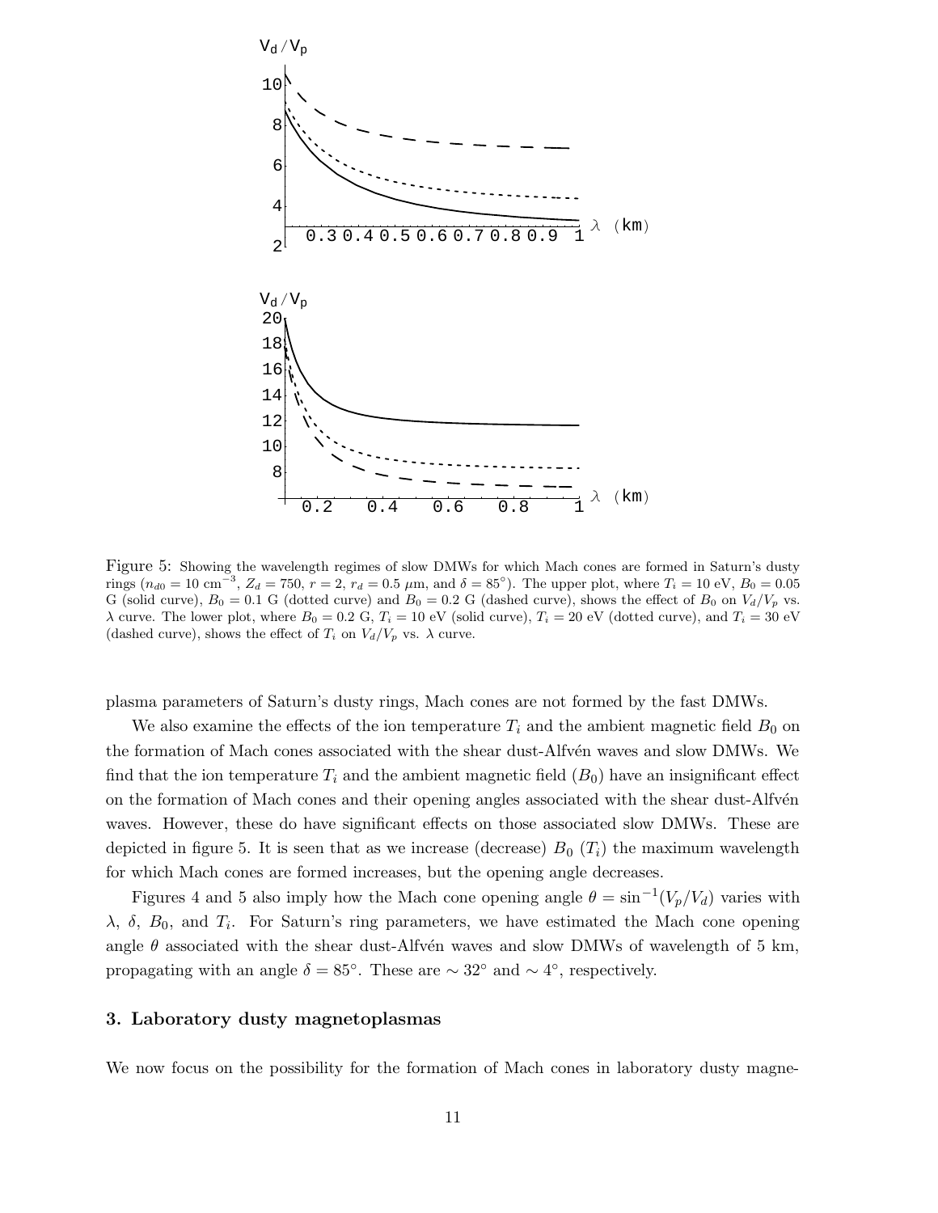Figure 5: Showing the wavelength regimes of slow DMWs for which Mach cones are formed in Saturn's dusty rings ($n_{d0} = 10$ cm$^{-3}$, $Z_d = 750$, $r = 2$, $r_d = 0.5$ $\mu$m, and $\delta = 85^\circ$). The upper plot, where $T_i = 10$ eV, $B_0 = 0.05$ G (solid curve), $B_0 = 0.1$ G (dotted curve) and $B_0 = 0.2$ G (dashed curve), shows the effect of $B_0$ on $V_d/V_p$ vs. $\lambda$ curve. The lower plot, where $B_0 = 0.2$ G, $T_i = 10$ eV (solid curve), $T_i = 20$ eV (dotted curve), and $T_i = 30$ eV (dashed curve), shows the effect of $T_i$ on $V_d/V_p$ vs. $\lambda$ curve.

plasma parameters of Saturn's dusty rings, Mach cones are not formed by the fast DMWs.

We also examine the effects of the ion temperature $T_i$ and the ambient magnetic field $B_0$ on the formation of Mach cones associated with the shear dust-Alfvén waves and slow DMWs. We find that the ion temperature $T_i$ and the ambient magnetic field ($B_0$) have an insignificant effect on the formation of Mach cones and their opening angles associated with the shear dust-Alfvén waves. However, these do have significant effects on those associated slow DMWs. These are depicted in figure 5. It is seen that as we increase (decrease) $B_0$ ($T_i$) the maximum wavelength for which Mach cones are formed increases, but the opening angle decreases.

Figures 4 and 5 also imply how the Mach cone opening angle $\theta = \sin^{-1}(V_p/V_d)$ varies with $\lambda$, $\delta$, $B_0$, and $T_i$. For Saturn's ring parameters, we have estimated the Mach cone opening angle $\theta$ associated with the shear dust-Alfvén waves and slow DMWs of wavelength of 5 km, propagating with an angle $\delta = 85^\circ$. These are $\sim 32^\circ$ and $\sim 4^\circ$, respectively.

## 3. Laboratory dusty magnetoplasmas

We now focus on the possibility for the formation of Mach cones in laboratory dusty magne-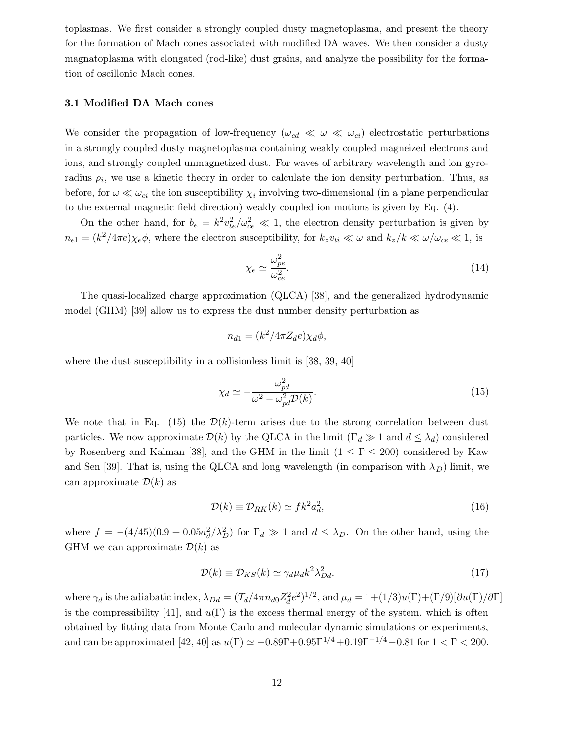toplasmas. We first consider a strongly coupled dusty magnetoplasma, and present the theory for the formation of Mach cones associated with modified DA waves. We then consider a dusty magnatoplasma with elongated (rod-like) dust grains, and analyze the possibility for the formation of oscillonic Mach cones.

### 3.1 Modified DA Mach cones

We consider the propagation of low-frequency ($\omega_{cd} \ll \omega \ll \omega_{ci}$) electrostatic perturbations in a strongly coupled dusty magnetoplasma containing weakly coupled magneized electrons and ions, and strongly coupled unmagnetized dust. For waves of arbitrary wavelength and ion gyroradius $\rho_i$, we use a kinetic theory in order to calculate the ion density perturbation. Thus, as before, for $\omega \ll \omega_{ci}$ the ion susceptibility $\chi_i$ involving two-dimensional (in a plane perpendicular to the external magnetic field direction) weakly coupled ion motions is given by Eq. (4).

On the other hand, for $b_e = k^2 v_{te}^2/\omega_{ce}^2 \ll 1$, the electron density perturbation is given by $n_{e1} = (k^2/4\pi e)\chi_e \phi$, where the electron susceptibility, for $k_z v_{ti} \ll \omega$ and $k_z/k \ll \omega/\omega_{ce} \ll 1$, is

$$\chi_e \simeq \frac{\omega_{pe}^2}{\omega_{ce}^2}. \tag{14}$$

The quasi-localized charge approximation (QLCA) [38], and the generalized hydrodynamic model (GHM) [39] allow us to express the dust number density perturbation as

$$n_{d1} = (k^2/4\pi Z_d e)\chi_d \phi,$$

where the dust susceptibility in a collisionless limit is [38, 39, 40]

$$\chi_d \simeq -\frac{\omega_{pd}^2}{\omega^2 - \omega_{pd}^2 \mathcal{D}(k)}. \tag{15}$$

We note that in Eq. (15) the $\mathcal{D}(k)$-term arises due to the strong correlation between dust particles. We now approximate $\mathcal{D}(k)$ by the QLCA in the limit ($\Gamma_d \gg 1$ and $d \le \lambda_d$) considered by Rosenberg and Kalman [38], and the GHM in the limit ($1 \le \Gamma \le 200$) considered by Kaw and Sen [39]. That is, using the QLCA and long wavelength (in comparison with $\lambda_D$) limit, we can approximate $\mathcal{D}(k)$ as

$$\mathcal{D}(k) \equiv \mathcal{D}_{RK}(k) \simeq f k^2 a_d^2, \tag{16}$$

where $f = -(4/45)(0.9 + 0.05 a_d^2/\lambda_D^2)$ for $\Gamma_d \gg 1$ and $d \le \lambda_D$. On the other hand, using the GHM we can approximate $\mathcal{D}(k)$ as

$$\mathcal{D}(k) \equiv \mathcal{D}_{KS}(k) \simeq \gamma_d \mu_d k^2 \lambda_{Dd}^2, \tag{17}$$

where $\gamma_d$ is the adiabatic index, $\lambda_{Dd} = (T_d/4\pi n_{d0} Z_d^2 e^2)^{1/2}$, and $\mu_d = 1 + (1/3)u(\Gamma) + (\Gamma/9)[\partial u(\Gamma)/\partial \Gamma]$ is the compressibility [41], and $u(\Gamma)$ is the excess thermal energy of the system, which is often obtained by fitting data from Monte Carlo and molecular dynamic simulations or experiments, and can be approximated [42, 40] as $u(\Gamma) \simeq -0.89\Gamma + 0.95\Gamma^{1/4} + 0.19\Gamma^{-1/4} - 0.81$ for $1 < \Gamma < 200$.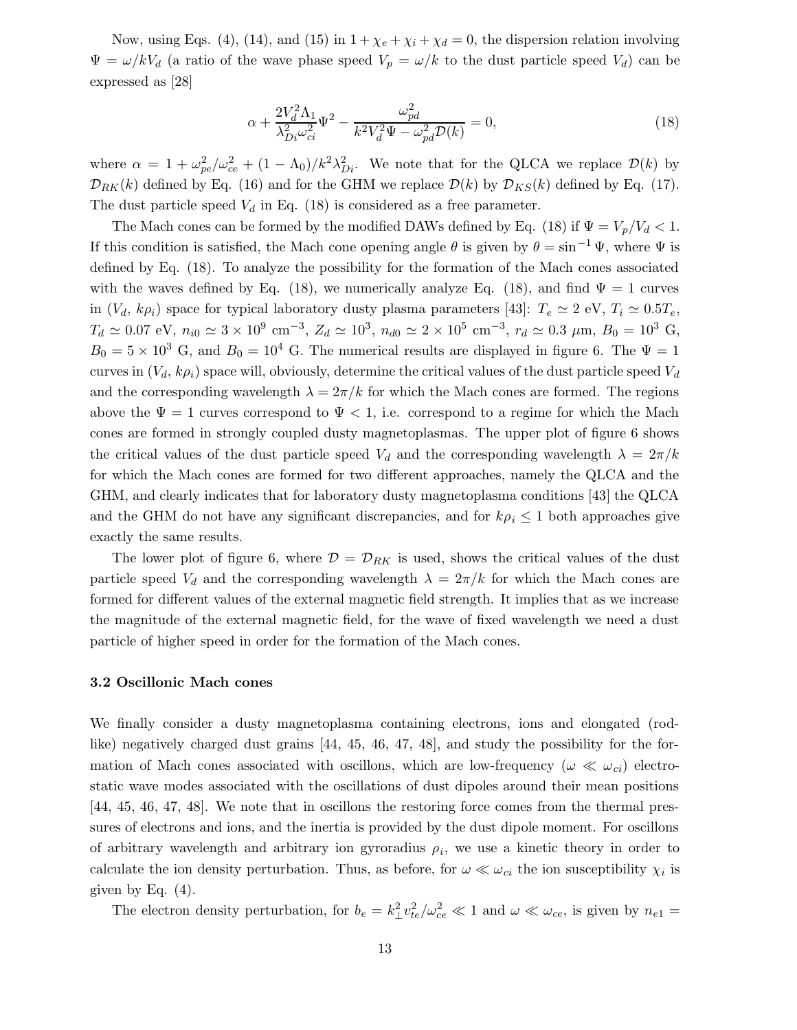Now, using Eqs. (4), (14), and (15) in $1+\chi_e+\chi_i+\chi_d=0$, the dispersion relation involving $\Psi=\omega/kV_d$ (a ratio of the wave phase speed $V_p=\omega/k$ to the dust particle speed $V_d$) can be expressed as [28]

$$\alpha+\frac{2V_d^2\Lambda_1}{\lambda_{Di}^2\omega_{ci}^2}\Psi^2-\frac{\omega_{pd}^2}{k^2V_d^2\Psi-\omega_{pd}^2\mathcal{D}(k)}=0, \tag{18}$$

where $\alpha=1+\omega_{pe}^2/\omega_{ce}^2+(1-\Lambda_0)/k^2\lambda_{Di}^2$. We note that for the QLCA we replace $\mathcal{D}(k)$ by $\mathcal{D}_{RK}(k)$ defined by Eq. (16) and for the GHM we replace $\mathcal{D}(k)$ by $\mathcal{D}_{KS}(k)$ defined by Eq. (17). The dust particle speed $V_d$ in Eq. (18) is considered as a free parameter.

The Mach cones can be formed by the modified DAWs defined by Eq. (18) if $\Psi=V_p/V_d<1$. If this condition is satisfied, the Mach cone opening angle $\theta$ is given by $\theta=\sin^{-1}\Psi$, where $\Psi$ is defined by Eq. (18). To analyze the possibility for the formation of the Mach cones associated with the waves defined by Eq. (18), we numerically analyze Eq. (18), and find $\Psi=1$ curves in ($V_d$, $k\rho_i$) space for typical laboratory dusty plasma parameters [43]: $T_e\simeq 2$ eV, $T_i\simeq 0.5T_e$, $T_d\simeq 0.07$ eV, $n_{i0}\simeq 3\times10^9$ cm$^{-3}$, $Z_d\simeq 10^3$, $n_{d0}\simeq 2\times10^5$ cm$^{-3}$, $r_d\simeq 0.3$ $\mu$m, $B_0=10^3$ G, $B_0=5\times10^3$ G, and $B_0=10^4$ G. The numerical results are displayed in figure 6. The $\Psi=1$ curves in ($V_d$, $k\rho_i$) space will, obviously, determine the critical values of the dust particle speed $V_d$ and the corresponding wavelength $\lambda=2\pi/k$ for which the Mach cones are formed. The regions above the $\Psi=1$ curves correspond to $\Psi<1$, i.e. correspond to a regime for which the Mach cones are formed in strongly coupled dusty magnetoplasmas. The upper plot of figure 6 shows the critical values of the dust particle speed $V_d$ and the corresponding wavelength $\lambda=2\pi/k$ for which the Mach cones are formed for two different approaches, namely the QLCA and the GHM, and clearly indicates that for laboratory dusty magnetoplasma conditions [43] the QLCA and the GHM do not have any significant discrepancies, and for $k\rho_i\leq 1$ both approaches give exactly the same results.

The lower plot of figure 6, where $\mathcal{D}=\mathcal{D}_{RK}$ is used, shows the critical values of the dust particle speed $V_d$ and the corresponding wavelength $\lambda=2\pi/k$ for which the Mach cones are formed for different values of the external magnetic field strength. It implies that as we increase the magnitude of the external magnetic field, for the wave of fixed wavelength we need a dust particle of higher speed in order for the formation of the Mach cones.

### 3.2 Oscillonic Mach cones

We finally consider a dusty magnetoplasma containing electrons, ions and elongated (rod-like) negatively charged dust grains [44, 45, 46, 47, 48], and study the possibility for the formation of Mach cones associated with oscillons, which are low-frequency ($\omega\ll\omega_{ci}$) electrostatic wave modes associated with the oscillations of dust dipoles around their mean positions [44, 45, 46, 47, 48]. We note that in oscillons the restoring force comes from the thermal pressures of electrons and ions, and the inertia is provided by the dust dipole moment. For oscillons of arbitrary wavelength and arbitrary ion gyroradius $\rho_i$, we use a kinetic theory in order to calculate the ion density perturbation. Thus, as before, for $\omega\ll\omega_{ci}$ the ion susceptibility $\chi_i$ is given by Eq. (4).

The electron density perturbation, for $b_e=k_\perp^2v_{te}^2/\omega_{ce}^2\ll 1$ and $\omega\ll\omega_{ce}$, is given by $n_{e1}=$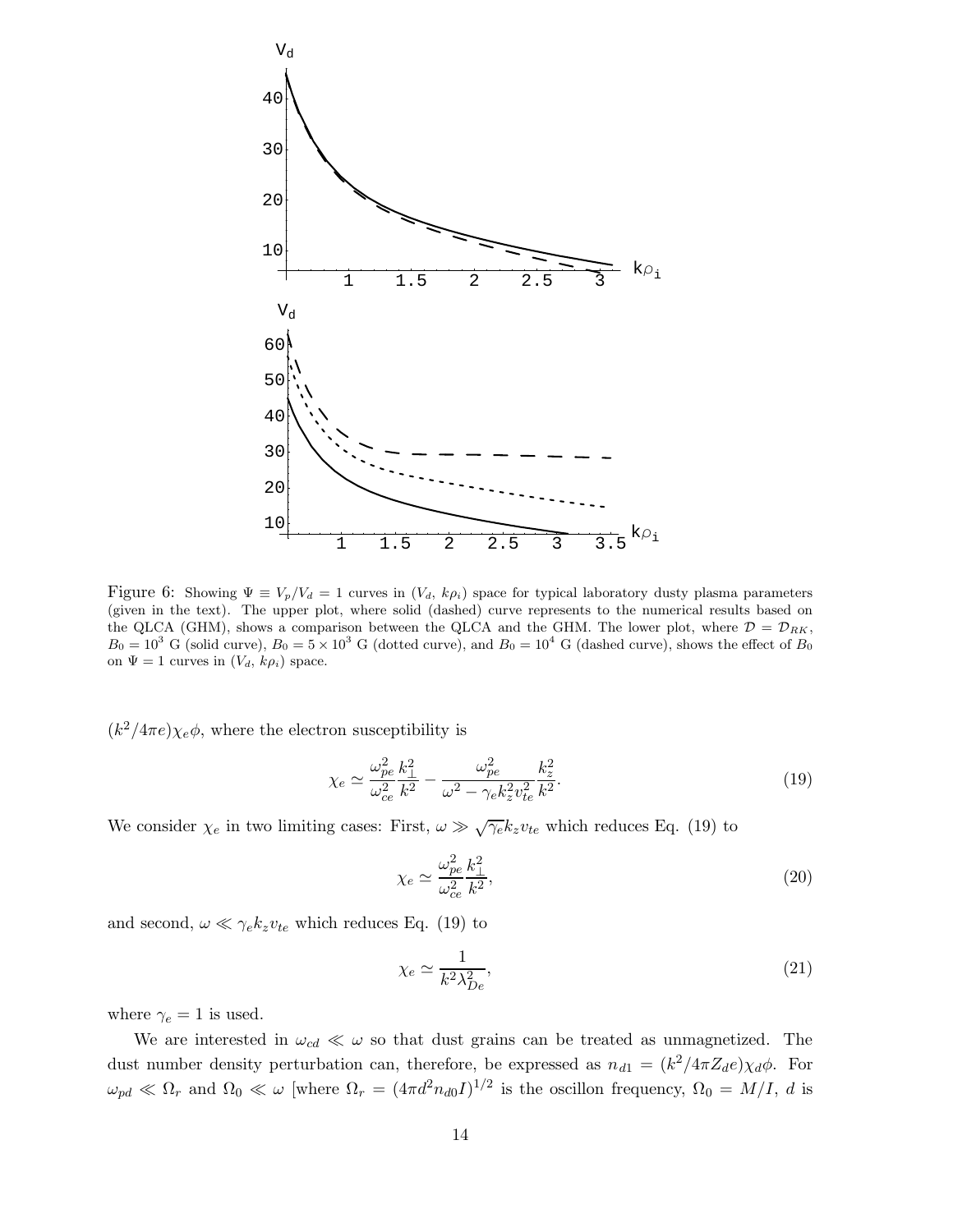Figure 6: Showing $\Psi \equiv V_p/V_d = 1$ curves in ($V_d$, $k\rho_i$) space for typical laboratory dusty plasma parameters (given in the text). The upper plot, where solid (dashed) curve represents to the numerical results based on the QLCA (GHM), shows a comparison between the QLCA and the GHM. The lower plot, where $\mathcal{D} = \mathcal{D}_{RK}$, $B_0 = 10^3$ G (solid curve), $B_0 = 5 \times 10^3$ G (dotted curve), and $B_0 = 10^4$ G (dashed curve), shows the effect of $B_0$ on $\Psi = 1$ curves in ($V_d$, $k\rho_i$) space.

$(k^2/4\pi e)\chi_e\phi$, where the electron susceptibility is

$$\chi_e \simeq \frac{\omega_{pe}^2}{\omega_{ce}^2}\frac{k_\perp^2}{k^2} - \frac{\omega_{pe}^2}{\omega^2 - \gamma_e k_z^2 v_{te}^2}\frac{k_z^2}{k^2}. \tag{19}$$

We consider $\chi_e$ in two limiting cases: First, $\omega \gg \sqrt{\gamma_e} k_z v_{te}$ which reduces Eq. (19) to

$$\chi_e \simeq \frac{\omega_{pe}^2}{\omega_{ce}^2}\frac{k_\perp^2}{k^2}, \tag{20}$$

and second, $\omega \ll \gamma_e k_z v_{te}$ which reduces Eq. (19) to

$$\chi_e \simeq \frac{1}{k^2\lambda_{De}^2}, \tag{21}$$

where $\gamma_e = 1$ is used.

We are interested in $\omega_{cd} \ll \omega$ so that dust grains can be treated as unmagnetized. The dust number density perturbation can, therefore, be expressed as $n_{d1} = (k^2/4\pi Z_d e)\chi_d\phi$. For $\omega_{pd} \ll \Omega_r$ and $\Omega_0 \ll \omega$ [where $\Omega_r = (4\pi d^2 n_{d0} I)^{1/2}$ is the oscillon frequency, $\Omega_0 = M/I$, $d$ is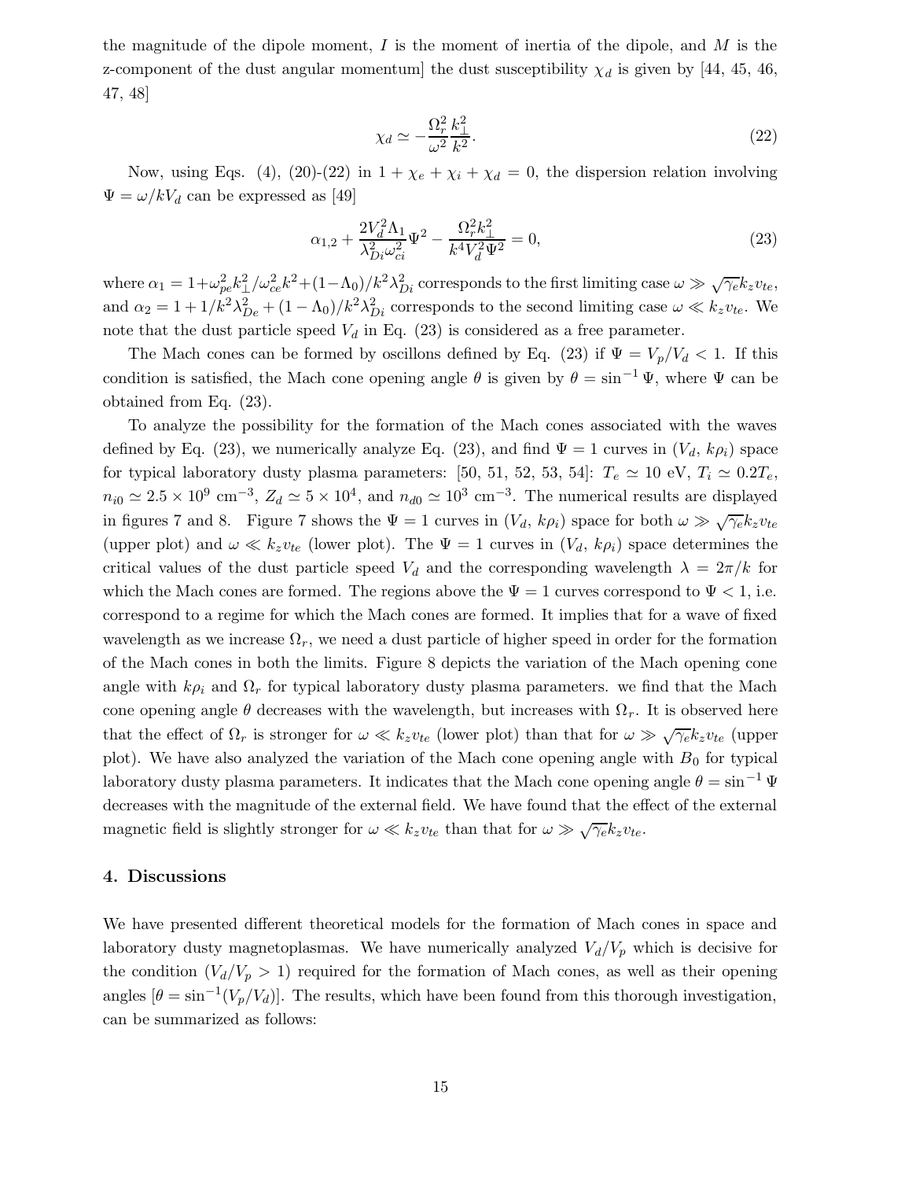the magnitude of the dipole moment, $I$ is the moment of inertia of the dipole, and $M$ is the z-component of the dust angular momentum] the dust susceptibility $\chi_d$ is given by [44, 45, 46, 47, 48]

$$\chi_d \simeq -\frac{\Omega_r^2}{\omega^2}\frac{k_\perp^2}{k^2}. \tag{22}$$

Now, using Eqs. (4), (20)-(22) in $1 + \chi_e + \chi_i + \chi_d = 0$, the dispersion relation involving $\Psi = \omega/kV_d$ can be expressed as [49]

$$\alpha_{1,2} + \frac{2V_d^2\Lambda_1}{\lambda_{Di}^2\omega_{ci}^2}\Psi^2 - \frac{\Omega_r^2 k_\perp^2}{k^4 V_d^2 \Psi^2} = 0, \tag{23}$$

where $\alpha_1 = 1+\omega_{pe}^2 k_\perp^2/\omega_{ce}^2 k^2 + (1-\Lambda_0)/k^2\lambda_{Di}^2$ corresponds to the first limiting case $\omega \gg \sqrt{\gamma_e}k_z v_{te}$, and $\alpha_2 = 1 + 1/k^2\lambda_{De}^2 + (1-\Lambda_0)/k^2\lambda_{Di}^2$ corresponds to the second limiting case $\omega \ll k_z v_{te}$. We note that the dust particle speed $V_d$ in Eq. (23) is considered as a free parameter.

The Mach cones can be formed by oscillons defined by Eq. (23) if $\Psi = V_p/V_d < 1$. If this condition is satisfied, the Mach cone opening angle $\theta$ is given by $\theta = \sin^{-1}\Psi$, where $\Psi$ can be obtained from Eq. (23).

To analyze the possibility for the formation of the Mach cones associated with the waves defined by Eq. (23), we numerically analyze Eq. (23), and find $\Psi = 1$ curves in ($V_d$, $k\rho_i$) space for typical laboratory dusty plasma parameters: [50, 51, 52, 53, 54]: $T_e \simeq 10$ eV, $T_i \simeq 0.2T_e$, $n_{i0} \simeq 2.5 \times 10^9$ cm$^{-3}$, $Z_d \simeq 5 \times 10^4$, and $n_{d0} \simeq 10^3$ cm$^{-3}$. The numerical results are displayed in figures 7 and 8. Figure 7 shows the $\Psi = 1$ curves in ($V_d$, $k\rho_i$) space for both $\omega \gg \sqrt{\gamma_e}k_z v_{te}$ (upper plot) and $\omega \ll k_z v_{te}$ (lower plot). The $\Psi = 1$ curves in ($V_d$, $k\rho_i$) space determines the critical values of the dust particle speed $V_d$ and the corresponding wavelength $\lambda = 2\pi/k$ for which the Mach cones are formed. The regions above the $\Psi = 1$ curves correspond to $\Psi < 1$, i.e. correspond to a regime for which the Mach cones are formed. It implies that for a wave of fixed wavelength as we increase $\Omega_r$, we need a dust particle of higher speed in order for the formation of the Mach cones in both the limits. Figure 8 depicts the variation of the Mach opening cone angle with $k\rho_i$ and $\Omega_r$ for typical laboratory dusty plasma parameters. we find that the Mach cone opening angle $\theta$ decreases with the wavelength, but increases with $\Omega_r$. It is observed here that the effect of $\Omega_r$ is stronger for $\omega \ll k_z v_{te}$ (lower plot) than that for $\omega \gg \sqrt{\gamma_e}k_z v_{te}$ (upper plot). We have also analyzed the variation of the Mach cone opening angle with $B_0$ for typical laboratory dusty plasma parameters. It indicates that the Mach cone opening angle $\theta = \sin^{-1}\Psi$ decreases with the magnitude of the external field. We have found that the effect of the external magnetic field is slightly stronger for $\omega \ll k_z v_{te}$ than that for $\omega \gg \sqrt{\gamma_e}k_z v_{te}$.

## 4. Discussions

We have presented different theoretical models for the formation of Mach cones in space and laboratory dusty magnetoplasmas. We have numerically analyzed $V_d/V_p$ which is decisive for the condition ($V_d/V_p > 1$) required for the formation of Mach cones, as well as their opening angles [$\theta = \sin^{-1}(V_p/V_d)$]. The results, which have been found from this thorough investigation, can be summarized as follows: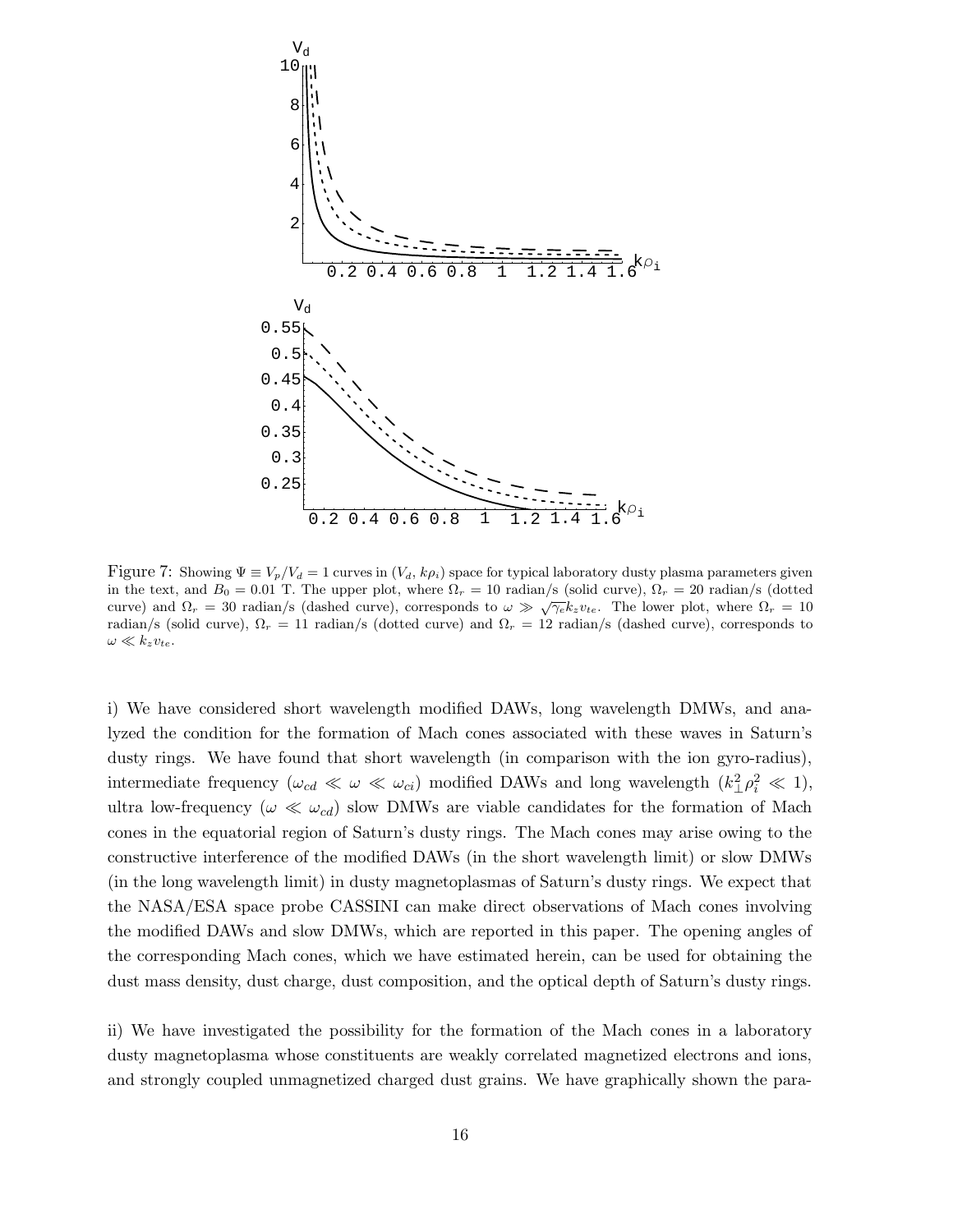Figure 7: Showing $\Psi \equiv V_p/V_d = 1$ curves in $(V_d, k\rho_i)$ space for typical laboratory dusty plasma parameters given in the text, and $B_0 = 0.01$ T. The upper plot, where $\Omega_r = 10$ radian/s (solid curve), $\Omega_r = 20$ radian/s (dotted curve) and $\Omega_r = 30$ radian/s (dashed curve), corresponds to $\omega \gg \sqrt{\gamma_e} k_z v_{te}$. The lower plot, where $\Omega_r = 10$ radian/s (solid curve), $\Omega_r = 11$ radian/s (dotted curve) and $\Omega_r = 12$ radian/s (dashed curve), corresponds to $\omega \ll k_z v_{te}$.

i) We have considered short wavelength modified DAWs, long wavelength DMWs, and analyzed the condition for the formation of Mach cones associated with these waves in Saturn's dusty rings. We have found that short wavelength (in comparison with the ion gyro-radius), intermediate frequency ($\omega_{cd} \ll \omega \ll \omega_{ci}$) modified DAWs and long wavelength ($k_\perp^2 \rho_i^2 \ll 1$), ultra low-frequency ($\omega \ll \omega_{cd}$) slow DMWs are viable candidates for the formation of Mach cones in the equatorial region of Saturn's dusty rings. The Mach cones may arise owing to the constructive interference of the modified DAWs (in the short wavelength limit) or slow DMWs (in the long wavelength limit) in dusty magnetoplasmas of Saturn's dusty rings. We expect that the NASA/ESA space probe CASSINI can make direct observations of Mach cones involving the modified DAWs and slow DMWs, which are reported in this paper. The opening angles of the corresponding Mach cones, which we have estimated herein, can be used for obtaining the dust mass density, dust charge, dust composition, and the optical depth of Saturn's dusty rings.

ii) We have investigated the possibility for the formation of the Mach cones in a laboratory dusty magnetoplasma whose constituents are weakly correlated magnetized electrons and ions, and strongly coupled unmagnetized charged dust grains. We have graphically shown the para-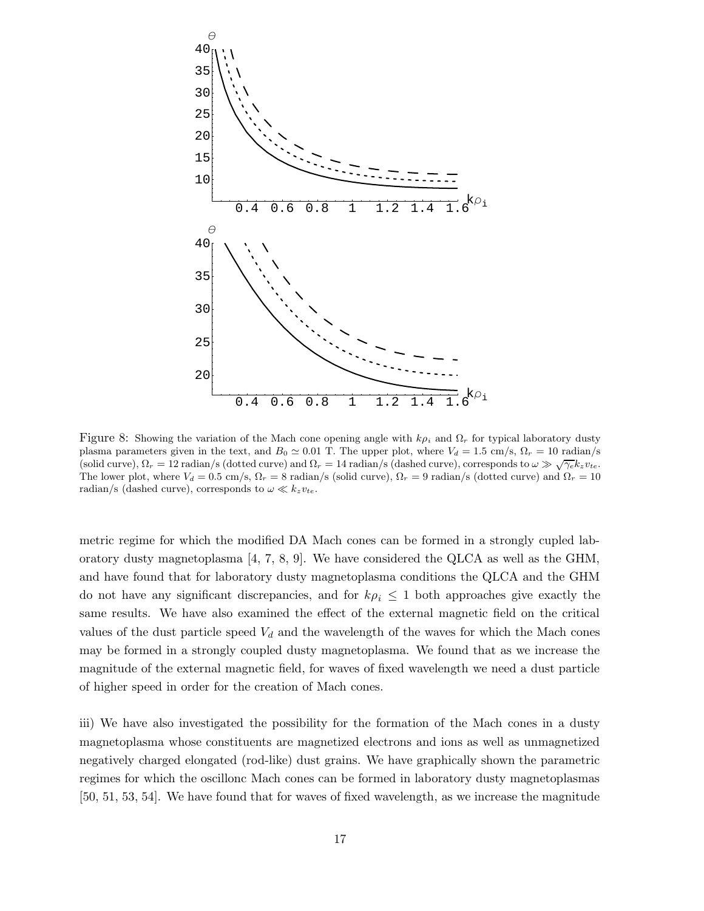Figure 8: Showing the variation of the Mach cone opening angle with $k\rho_i$ and $\Omega_r$ for typical laboratory dusty plasma parameters given in the text, and $B_0 \simeq 0.01$ T. The upper plot, where $V_d = 1.5$ cm/s, $\Omega_r = 10$ radian/s (solid curve), $\Omega_r = 12$ radian/s (dotted curve) and $\Omega_r = 14$ radian/s (dashed curve), corresponds to $\omega \gg \sqrt{\gamma_e} k_z v_{te}$. The lower plot, where $V_d = 0.5$ cm/s, $\Omega_r = 8$ radian/s (solid curve), $\Omega_r = 9$ radian/s (dotted curve) and $\Omega_r = 10$ radian/s (dashed curve), corresponds to $\omega \ll k_z v_{te}$.

metric regime for which the modified DA Mach cones can be formed in a strongly cupled laboratory dusty magnetoplasma [4, 7, 8, 9]. We have considered the QLCA as well as the GHM, and have found that for laboratory dusty magnetoplasma conditions the QLCA and the GHM do not have any significant discrepancies, and for $k\rho_i \leq 1$ both approaches give exactly the same results. We have also examined the effect of the external magnetic field on the critical values of the dust particle speed $V_d$ and the wavelength of the waves for which the Mach cones may be formed in a strongly coupled dusty magnetoplasma. We found that as we increase the magnitude of the external magnetic field, for waves of fixed wavelength we need a dust particle of higher speed in order for the creation of Mach cones.

iii) We have also investigated the possibility for the formation of the Mach cones in a dusty magnetoplasma whose constituents are magnetized electrons and ions as well as unmagnetized negatively charged elongated (rod-like) dust grains. We have graphically shown the parametric regimes for which the oscillonc Mach cones can be formed in laboratory dusty magnetoplasmas [50, 51, 53, 54]. We have found that for waves of fixed wavelength, as we increase the magnitude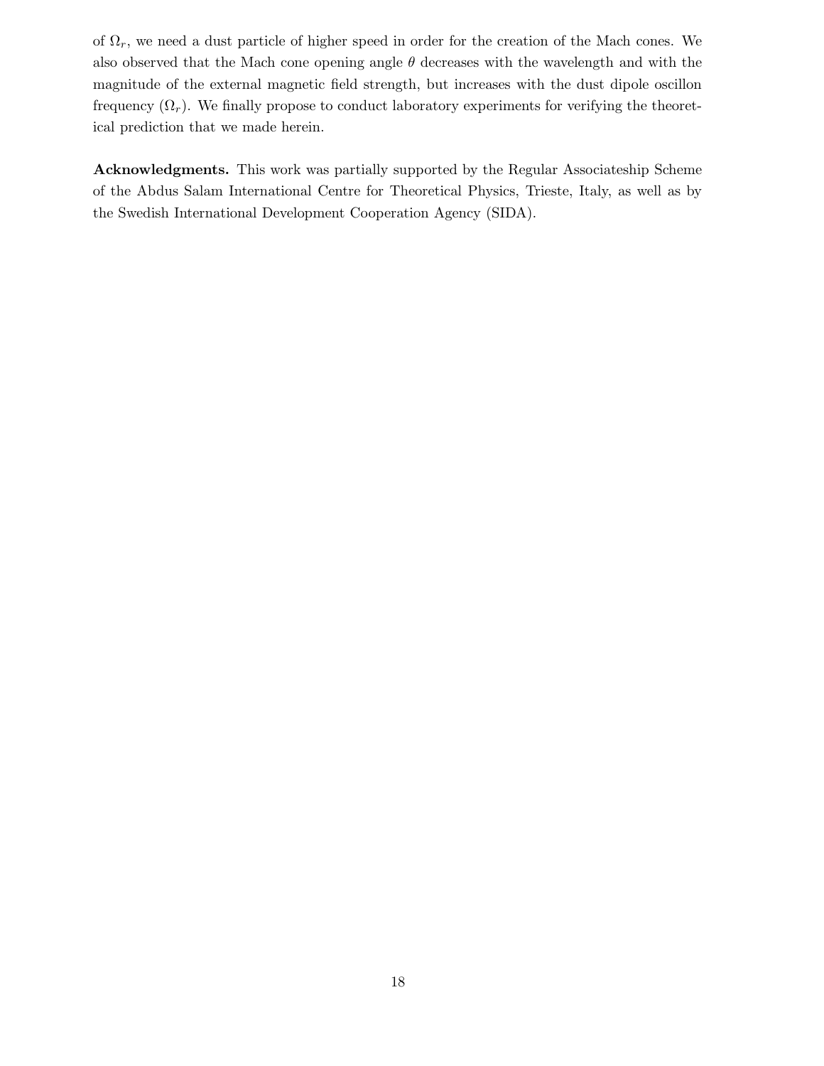of $\Omega_r$, we need a dust particle of higher speed in order for the creation of the Mach cones. We also observed that the Mach cone opening angle $\theta$ decreases with the wavelength and with the magnitude of the external magnetic field strength, but increases with the dust dipole oscillon frequency ($\Omega_r$). We finally propose to conduct laboratory experiments for verifying the theoretical prediction that we made herein.

**Acknowledgments.** This work was partially supported by the Regular Associateship Scheme of the Abdus Salam International Centre for Theoretical Physics, Trieste, Italy, as well as by the Swedish International Development Cooperation Agency (SIDA).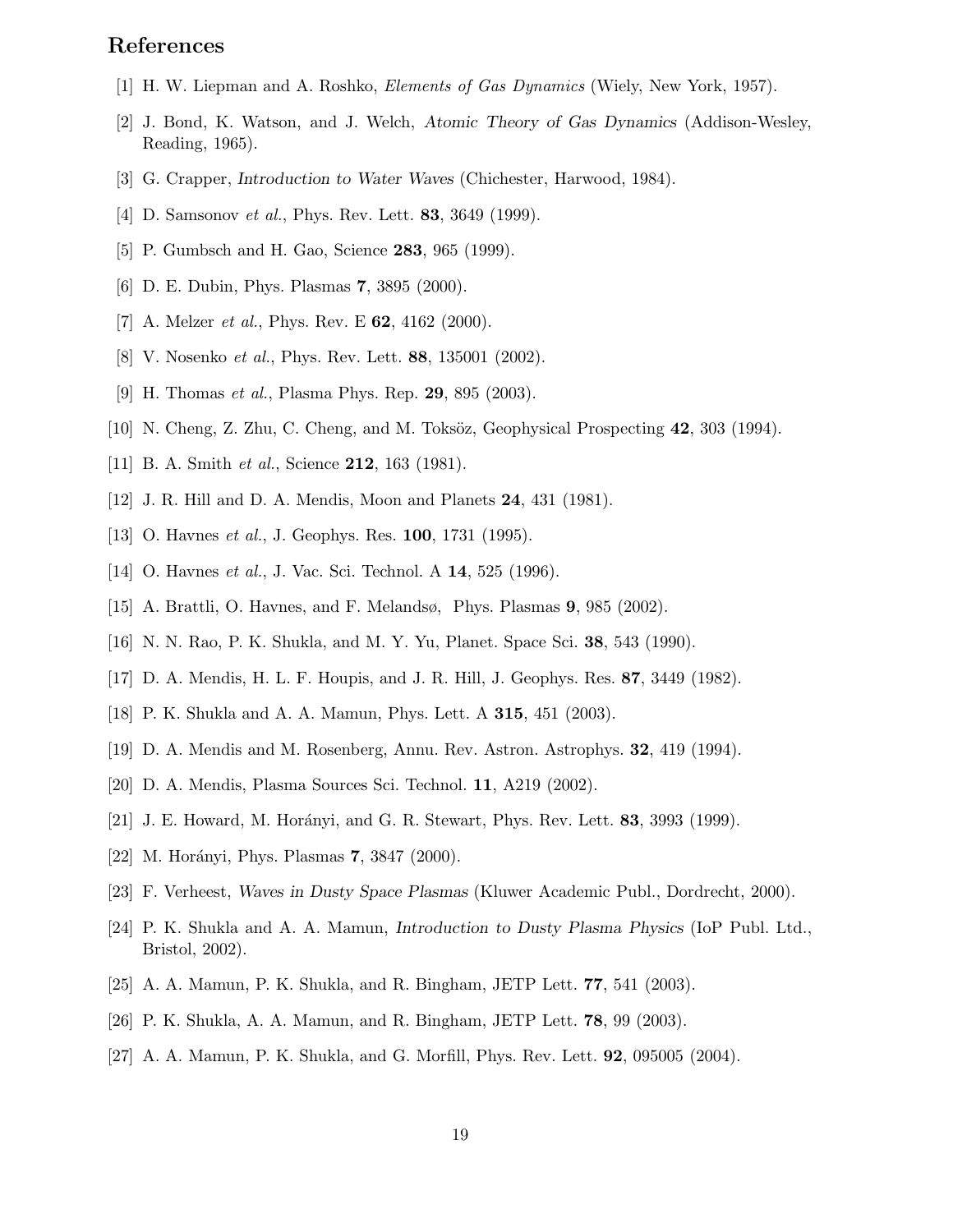## References

[1] H. W. Liepman and A. Roshko, *Elements of Gas Dynamics* (Wiely, New York, 1957).

[2] J. Bond, K. Watson, and J. Welch, *Atomic Theory of Gas Dynamics* (Addison-Wesley, Reading, 1965).

[3] G. Crapper, *Introduction to Water Waves* (Chichester, Harwood, 1984).

[4] D. Samsonov *et al.*, Phys. Rev. Lett. **83**, 3649 (1999).

[5] P. Gumbsch and H. Gao, Science **283**, 965 (1999).

[6] D. E. Dubin, Phys. Plasmas **7**, 3895 (2000).

[7] A. Melzer *et al.*, Phys. Rev. E **62**, 4162 (2000).

[8] V. Nosenko *et al.*, Phys. Rev. Lett. **88**, 135001 (2002).

[9] H. Thomas *et al.*, Plasma Phys. Rep. **29**, 895 (2003).

[10] N. Cheng, Z. Zhu, C. Cheng, and M. Toksöz, Geophysical Prospecting **42**, 303 (1994).

[11] B. A. Smith *et al.*, Science **212**, 163 (1981).

[12] J. R. Hill and D. A. Mendis, Moon and Planets **24**, 431 (1981).

[13] O. Havnes *et al.*, J. Geophys. Res. **100**, 1731 (1995).

[14] O. Havnes *et al.*, J. Vac. Sci. Technol. A **14**, 525 (1996).

[15] A. Brattli, O. Havnes, and F. Melandsø, Phys. Plasmas **9**, 985 (2002).

[16] N. N. Rao, P. K. Shukla, and M. Y. Yu, Planet. Space Sci. **38**, 543 (1990).

[17] D. A. Mendis, H. L. F. Houpis, and J. R. Hill, J. Geophys. Res. **87**, 3449 (1982).

[18] P. K. Shukla and A. A. Mamun, Phys. Lett. A **315**, 451 (2003).

[19] D. A. Mendis and M. Rosenberg, Annu. Rev. Astron. Astrophys. **32**, 419 (1994).

[20] D. A. Mendis, Plasma Sources Sci. Technol. **11**, A219 (2002).

[21] J. E. Howard, M. Horányi, and G. R. Stewart, Phys. Rev. Lett. **83**, 3993 (1999).

[22] M. Horányi, Phys. Plasmas **7**, 3847 (2000).

[23] F. Verheest, *Waves in Dusty Space Plasmas* (Kluwer Academic Publ., Dordrecht, 2000).

[24] P. K. Shukla and A. A. Mamun, *Introduction to Dusty Plasma Physics* (IoP Publ. Ltd., Bristol, 2002).

[25] A. A. Mamun, P. K. Shukla, and R. Bingham, JETP Lett. **77**, 541 (2003).

[26] P. K. Shukla, A. A. Mamun, and R. Bingham, JETP Lett. **78**, 99 (2003).

[27] A. A. Mamun, P. K. Shukla, and G. Morfill, Phys. Rev. Lett. **92**, 095005 (2004).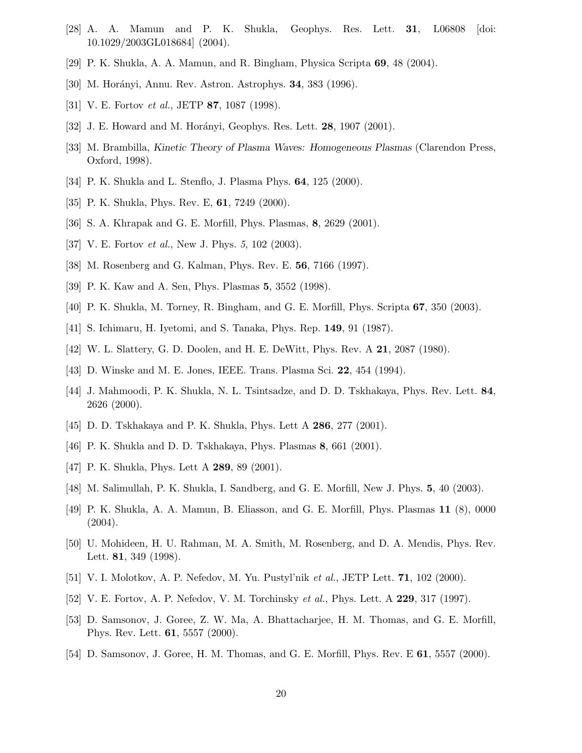[28] A. A. Mamun and P. K. Shukla, Geophys. Res. Lett. **31**, L06808 [doi: 10.1029/2003GL018684] (2004).

[29] P. K. Shukla, A. A. Mamun, and R. Bingham, Physica Scripta **69**, 48 (2004).

[30] M. Horányi, Annu. Rev. Astron. Astrophys. **34**, 383 (1996).

[31] V. E. Fortov *et al.*, JETP **87**, 1087 (1998).

[32] J. E. Howard and M. Horányi, Geophys. Res. Lett. **28**, 1907 (2001).

[33] M. Brambilla, *Kinetic Theory of Plasma Waves: Homogeneous Plasmas* (Clarendon Press, Oxford, 1998).

[34] P. K. Shukla and L. Stenflo, J. Plasma Phys. **64**, 125 (2000).

[35] P. K. Shukla, Phys. Rev. E, **61**, 7249 (2000).

[36] S. A. Khrapak and G. E. Morfill, Phys. Plasmas, **8**, 2629 (2001).

[37] V. E. Fortov *et al.*, New J. Phys. *5*, 102 (2003).

[38] M. Rosenberg and G. Kalman, Phys. Rev. E. **56**, 7166 (1997).

[39] P. K. Kaw and A. Sen, Phys. Plasmas **5**, 3552 (1998).

[40] P. K. Shukla, M. Torney, R. Bingham, and G. E. Morfill, Phys. Scripta **67**, 350 (2003).

[41] S. Ichimaru, H. Iyetomi, and S. Tanaka, Phys. Rep. **149**, 91 (1987).

[42] W. L. Slattery, G. D. Doolen, and H. E. DeWitt, Phys. Rev. A **21**, 2087 (1980).

[43] D. Winske and M. E. Jones, IEEE. Trans. Plasma Sci. **22**, 454 (1994).

[44] J. Mahmoodi, P. K. Shukla, N. L. Tsintsadze, and D. D. Tskhakaya, Phys. Rev. Lett. **84**, 2626 (2000).

[45] D. D. Tskhakaya and P. K. Shukla, Phys. Lett A **286**, 277 (2001).

[46] P. K. Shukla and D. D. Tskhakaya, Phys. Plasmas **8**, 661 (2001).

[47] P. K. Shukla, Phys. Lett A **289**, 89 (2001).

[48] M. Salimullah, P. K. Shukla, I. Sandberg, and G. E. Morfill, New J. Phys. **5**, 40 (2003).

[49] P. K. Shukla, A. A. Mamun, B. Eliasson, and G. E. Morfill, Phys. Plasmas **11** (8), 0000 (2004).

[50] U. Mohideen, H. U. Rahman, M. A. Smith, M. Rosenberg, and D. A. Mendis, Phys. Rev. Lett. **81**, 349 (1998).

[51] V. I. Molotkov, A. P. Nefedov, M. Yu. Pustyl'nik *et al.*, JETP Lett. **71**, 102 (2000).

[52] V. E. Fortov, A. P. Nefedov, V. M. Torchinsky *et al.*, Phys. Lett. A **229**, 317 (1997).

[53] D. Samsonov, J. Goree, Z. W. Ma, A. Bhattacharjee, H. M. Thomas, and G. E. Morfill, Phys. Rev. Lett. **61**, 5557 (2000).

[54] D. Samsonov, J. Goree, H. M. Thomas, and G. E. Morfill, Phys. Rev. E **61**, 5557 (2000).